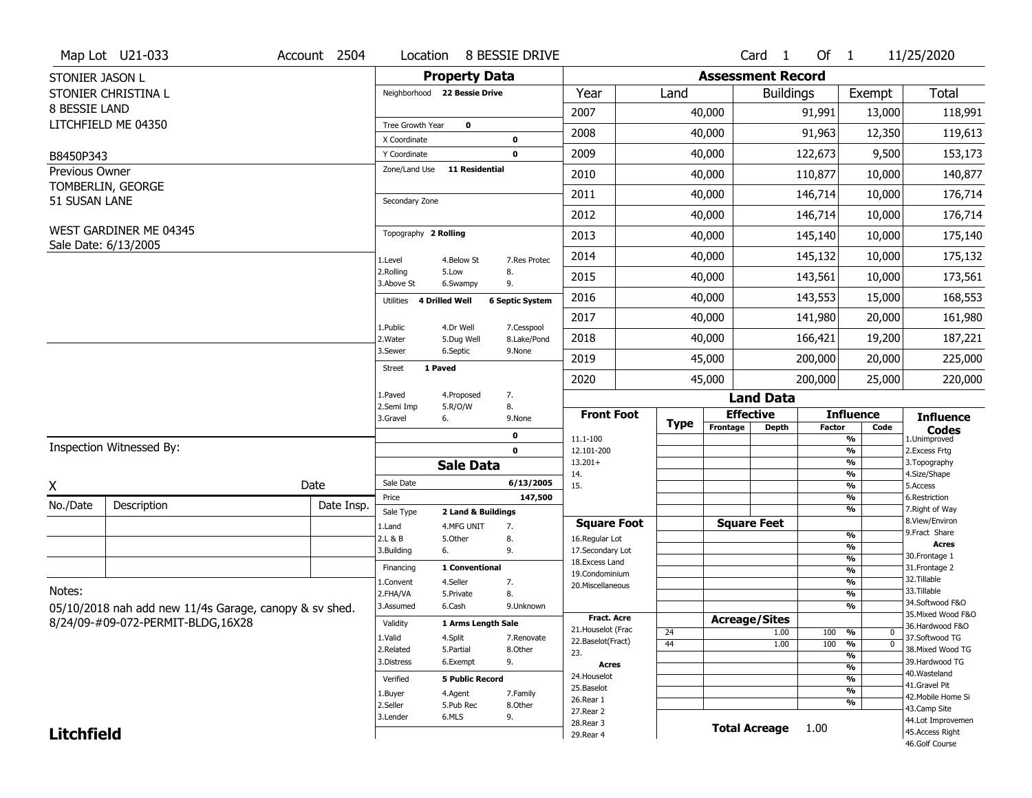Map Lot U21-033 | Account 2504 | Location 8 BESSIE DRIVE | Card 1 Of 1 | 11/25/2020

STONIER JASON L
STONIER CHRISTINA L
8 BESSIE LAND
LITCHFIELD ME 04350

B8450P343

Previous Owner
TOMBERLIN, GEORGE
51 SUSAN LANE

WEST GARDINER ME 04345
Sale Date: 6/13/2005

## Property Data

Neighborhood **22 Bessie Drive**

Tree Growth Year **0**
X Coordinate **0**
Y Coordinate **0**
Zone/Land Use **11 Residential**

Secondary Zone

Topography **2 Rolling**

1.Level 4.Below St 7.Res Protec
2.Rolling 5.Low 8.
3.Above St 6.Swampy 9.

Utilities **4 Drilled Well** **6 Septic System**

1.Public 4.Dr Well 7.Cesspool
2.Water 5.Dug Well 8.Lake/Pond
3.Sewer 6.Septic 9.None

Street **1 Paved**

1.Paved 4.Proposed 7.
2.Semi Imp 5.R/O/W 8.
3.Gravel 6. 9.None

0
0

## Assessment Record

| Year | Land | Buildings | Exempt | Total |
|---|---|---|---|---|
| 2007 | 40,000 | 91,991 | 13,000 | 118,991 |
| 2008 | 40,000 | 91,963 | 12,350 | 119,613 |
| 2009 | 40,000 | 122,673 | 9,500 | 153,173 |
| 2010 | 40,000 | 110,877 | 10,000 | 140,877 |
| 2011 | 40,000 | 146,714 | 10,000 | 176,714 |
| 2012 | 40,000 | 146,714 | 10,000 | 176,714 |
| 2013 | 40,000 | 145,140 | 10,000 | 175,140 |
| 2014 | 40,000 | 145,132 | 10,000 | 175,132 |
| 2015 | 40,000 | 143,561 | 10,000 | 173,561 |
| 2016 | 40,000 | 143,553 | 15,000 | 168,553 |
| 2017 | 40,000 | 141,980 | 20,000 | 161,980 |
| 2018 | 40,000 | 166,421 | 19,200 | 187,221 |
| 2019 | 45,000 | 200,000 | 20,000 | 225,000 |
| 2020 | 45,000 | 200,000 | 25,000 | 220,000 |

## Land Data

| Front Foot | Type | Effective Frontage | Effective Depth | Influence Factor | Influence Code |
|---|---|---|---|---|---|
| 11.1-100 | | | | % | |
| 12.101-200 | | | | % | |
| 13.201+ | | | | % | |
| 14. | | | | % | |
| 15. | | | | % | |
| | | | | % | |
| | | | | % | |
| **Square Foot** | | **Square Feet** | | | |
| 16.Regular Lot | | | | % | |
| 17.Secondary Lot | | | | % | |
| 18.Excess Land | | | | % | |
| 19.Condominium | | | | % | |
| 20.Miscellaneous | | | | % | |
| | | | | % | |
| | | | | % | |
| **Fract. Acre** | | **Acreage/Sites** | | | |
| 21.Houselot (Frac | 24 | | 1.00 | 100 % | 0 |
| 22.Baselot(Fract) | 44 | | 1.00 | 100 % | 0 |
| 23. | | | | % | |
| **Acres** | | | | % | |
| 24.Houselot | | | | % | |
| 25.Baselot | | | | % | |
| 26.Rear 1 | | | | % | |
| 27.Rear 2 | | | | | |
| 28.Rear 3 | | | | | |
| 29.Rear 4 | | | | | |

**Total Acreage** 1.00

### Influence Codes
1.Unimproved
2.Excess Frtg
3.Topography
4.Size/Shape
5.Access
6.Restriction
7.Right of Way
8.View/Environ
9.Fract Share
**Acres**
30.Frontage 1
31.Frontage 2
32.Tillable
33.Tillable
34.Softwood F&O
35.Mixed Wood F&O
36.Hardwood F&O
37.Softwood TG
38.Mixed Wood TG
39.Hardwood TG
40.Wasteland
41.Gravel Pit
42.Mobile Home Si
43.Camp Site
44.Lot Improvemen
45.Access Right
46.Golf Course

## Sale Data

Sale Date **6/13/2005**
Price **147,500**
Sale Type **2 Land & Buildings**

1.Land 4.MFG UNIT 7.
2.L & B 5.Other 8.
3.Building 6. 9.

Financing **1 Conventional**

1.Convent 4.Seller 7.
2.FHA/VA 5.Private 8.
3.Assumed 6.Cash 9.Unknown

Validity **1 Arms Length Sale**

1.Valid 4.Split 7.Renovate
2.Related 5.Partial 8.Other
3.Distress 6.Exempt 9.

Verified **5 Public Record**

1.Buyer 4.Agent 7.Family
2.Seller 5.Pub Rec 8.Other
3.Lender 6.MLS 9.

Inspection Witnessed By:

X Date

| No./Date | Description | Date Insp. |
|---|---|---|
| | | |
| | | |
| | | |

Notes:
05/10/2018 nah add new 11/4s Garage, canopy & sv shed.
8/24/09-#09-072-PERMIT-BLDG,16X28

**Litchfield**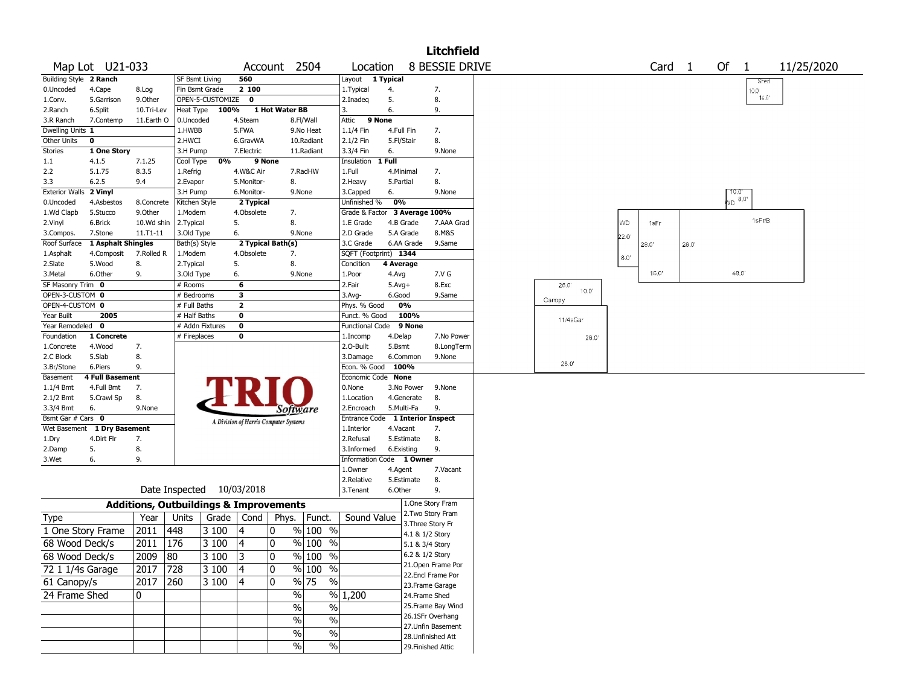# Litchfield

**Map Lot** U21-033 **Account** 2504 **Location** 8 BESSIE DRIVE **Card** 1 **Of** 1 11/25/2020

| | | | | | | | | | | | |
|---|---|---|---|---|---|---|---|---|---|---|---|
| Building Style | **2 Ranch** | | SF Bsmt Living | **560** | | | Layout | **1 Typical** | | | |
| 0.Uncoded | 4.Cape | 8.Log | Fin Bsmt Grade | **2 100** | | | 1.Typical | 4. | | 7. | |
| 1.Conv. | 5.Garrison | 9.Other | OPEN-5-CUSTOMIZE | **0** | | | 2.Inadeq | 5. | | 8. | |
| 2.Ranch | 6.Split | 10.Tri-Lev | Heat Type | **100%** | **1 Hot Water BB** | | 3. | 6. | | 9. | |
| 3.R Ranch | 7.Contemp | 11.Earth O | 0.Uncoded | 4.Steam | 8.Fl/Wall | | Attic | **9 None** | | | |
| Dwelling Units | **1** | | 1.HWBB | 5.FWA | 9.No Heat | | 1.1/4 Fin | 4.Full Fin | | 7. | |
| Other Units | **0** | | 2.HWCI | 6.GravWA | 10.Radiant | | 2.1/2 Fin | 5.Fl/Stair | | 8. | |
| Stories | **1 One Story** | | 3.H Pump | 7.Electric | 11.Radiant | | 3.3/4 Fin | 6. | | 9.None | |
| 1.1 | 4.1.5 | 7.1.25 | Cool Type | **0%** | **9 None** | | Insulation | **1 Full** | | | |
| 2.2 | 5.1.75 | 8.3.5 | 1.Refrig | 4.W&C Air | 7.RadHW | | 1.Full | 4.Minimal | | 7. | |
| 3.3 | 6.2.5 | 9.4 | 2.Evapor | 5.Monitor- | 8. | | 2.Heavy | 5.Partial | | 8. | |
| Exterior Walls | **2 Vinyl** | | 3.H Pump | 6.Monitor- | 9.None | | 3.Capped | 6. | | 9.None | |
| 0.Uncoded | 4.Asbestos | 8.Concrete | Kitchen Style | **2 Typical** | | | Unfinished % | **0%** | | | |
| 1.Wd Clapb | 5.Stucco | 9.Other | 1.Modern | 4.Obsolete | 7. | | Grade & Factor | **3 Average 100%** | | | |
| 2.Vinyl | 6.Brick | 10.Wd shin | 2.Typical | 5. | 8. | | 1.E Grade | 4.B Grade | | 7.AAA Grad | |
| 3.Compos. | 7.Stone | 11.T1-11 | 3.Old Type | 6. | 9.None | | 2.D Grade | 5.A Grade | | 8.M&S | |
| Roof Surface | **1 Asphalt Shingles** | | Bath(s) Style | **2 Typical Bath(s)** | | | 3.C Grade | 6.AA Grade | | 9.Same | |
| 1.Asphalt | 4.Composit | 7.Rolled R | 1.Modern | 4.Obsolete | 7. | | SQFT (Footprint) | **1344** | | | |
| 2.Slate | 5.Wood | 8. | 2.Typical | 5. | 8. | | Condition | **4 Average** | | | |
| 3.Metal | 6.Other | 9. | 3.Old Type | 6. | 9.None | | 1.Poor | 4.Avg | | 7.V G | |
| SF Masonry Trim | **0** | | # Rooms | **6** | | | 2.Fair | 5.Avg+ | | 8.Exc | |
| OPEN-3-CUSTOM | **0** | | # Bedrooms | **3** | | | 3.Avg- | 6.Good | | 9.Same | |
| OPEN-4-CUSTOM | **0** | | # Full Baths | **2** | | | Phys. % Good | **0%** | | | |
| Year Built | **2005** | | # Half Baths | **0** | | | Funct. % Good | **100%** | | | |
| Year Remodeled | **0** | | # Addn Fixtures | **0** | | | Functional Code | **9 None** | | | |
| Foundation | **1 Concrete** | | # Fireplaces | **0** | | | 1.Incomp | 4.Delap | | 7.No Power | |
| 1.Concrete | 4.Wood | 7. | | | | | 2.O-Built | 5.Bsmt | | 8.LongTerm | |
| 2.C Block | 5.Slab | 8. | | | | | 3.Damage | 6.Common | | 9.None | |
| 3.Br/Stone | 6.Piers | 9. | | | | | Econ. % Good | **100%** | | | |
| Basement | **4 Full Basement** | | | | | | Economic Code | **None** | | | |
| 1.1/4 Bmt | 4.Full Bmt | 7. | | | | | 0.None | 3.No Power | | 9.None | |
| 2.1/2 Bmt | 5.Crawl Sp | 8. | | | | | 1.Location | 4.Generate | | 8. | |
| 3.3/4 Bmt | 6. | 9.None | | | | | 2.Encroach | 5.Multi-Fa | | 9. | |
| Bsmt Gar # Cars | **0** | | | | | | Entrance Code | **1 Interior Inspect** | | | |
| Wet Basement | **1 Dry Basement** | | | | | | 1.Interior | 4.Vacant | | 7. | |
| 1.Dry | 4.Dirt Flr | 7. | | | | | 2.Refusal | 5.Estimate | | 8. | |
| 2.Damp | 5. | 8. | | | | | 3.Informed | 6.Existing | | 9. | |
| 3.Wet | 6. | 9. | | | | | Information Code | **1 Owner** | | | |
| | | | | | | | 1.Owner | 4.Agent | | 7.Vacant | |
| | | | | | | | 2.Relative | 5.Estimate | | 8. | |
| | Date Inspected | 10/03/2018 | | | | | 3.Tenant | 6.Other | | 9. | |

TRIO Software — A Division of Harris Computer Systems

## Additions, Outbuildings & Improvements

| Type | Year | Units | Grade | Cond | Phys. | Funct. | Sound Value |
|---|---|---|---|---|---|---|---|
| 1 One Story Frame | 2011 | 448 | 3 100 | 4 | 0 % | 100 % | |
| 68 Wood Deck/s | 2011 | 176 | 3 100 | 4 | 0 % | 100 % | |
| 68 Wood Deck/s | 2009 | 80 | 3 100 | 3 | 0 % | 100 % | |
| 72 1 1/4s Garage | 2017 | 728 | 3 100 | 4 | 0 % | 100 % | |
| 61 Canopy/s | 2017 | 260 | 3 100 | 4 | 0 % | 75 % | |
| 24 Frame Shed | 0 | | | | % | % | 1,200 |
| | | | | | % | % | |
| | | | | | % | % | |
| | | | | | % | % | |
| | | | | | % | % | |

1.One Story Fram
2.Two Story Fram
3.Three Story Fr
4.1 & 1/2 Story
5.1 & 3/4 Story
6.2 & 1/2 Story
21.Open Frame Por
22.Encl Frame Por
23.Frame Garage
24.Frame Shed
25.Frame Bay Wind
26.1SFr Overhang
27.Unfin Basement
28.Unfinished Att
29.Finished Attic

Sketch labels: Shed 10.0' 14.0'; WD 10.0' 8.0'; WD 22.0' 8.0'; 1sFr 28.0' 16.0'; 1sFr/B 28.0' 48.0'; Canopy 26.0' 10.0'; 11/4sGar 26.0' 28.0'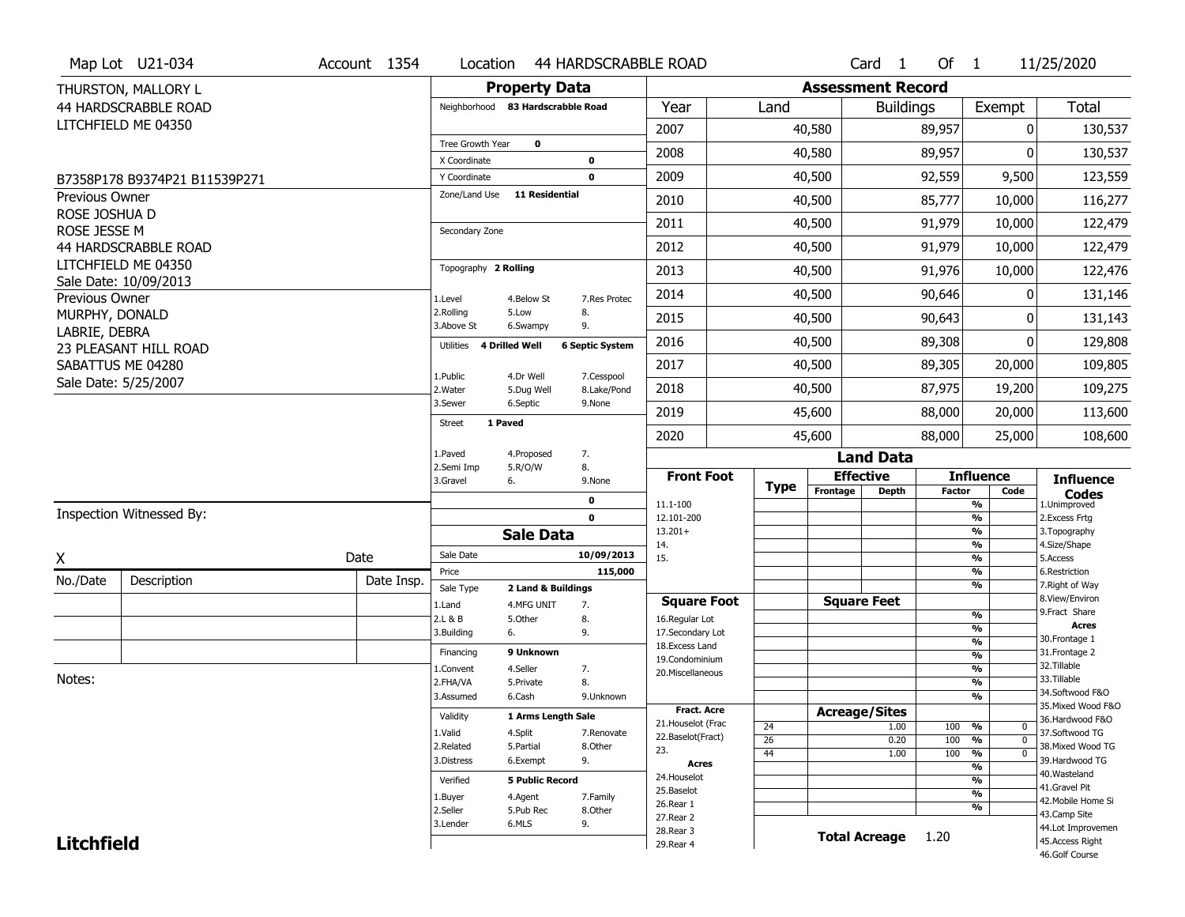Map Lot U21-034 | Account 1354 | Location 44 HARDSCRABBLE ROAD | Card 1 Of 1 | 11/25/2020

THURSTON, MALLORY L
44 HARDSCRABBLE ROAD
LITCHFIELD ME 04350

B7358P178 B9374P21 B11539P271

Previous Owner
ROSE JOSHUA D
ROSE JESSE M
44 HARDSCRABBLE ROAD
LITCHFIELD ME 04350
Sale Date: 10/09/2013

Previous Owner
MURPHY, DONALD
LABRIE, DEBRA
23 PLEASANT HILL ROAD
SABATTUS ME 04280
Sale Date: 5/25/2007

Inspection Witnessed By:

X ______________________ Date

| No./Date | Description | Date Insp. |
|---|---|---|
| | | |
| | | |
| | | |

Notes:

**Litchfield**

## Property Data

Neighborhood **83 Hardscrabble Road**

Tree Growth Year **0**
X Coordinate **0**
Y Coordinate **0**
Zone/Land Use **11 Residential**

Secondary Zone

Topography **2 Rolling**

1.Level 4.Below St 7.Res Protec
2.Rolling 5.Low 8.
3.Above St 6.Swampy 9.

Utilities **4 Drilled Well** **6 Septic System**

1.Public 4.Dr Well 7.Cesspool
2.Water 5.Dug Well 8.Lake/Pond
3.Sewer 6.Septic 9.None

Street **1 Paved**

1.Paved 4.Proposed 7.
2.Semi Imp 5.R/O/W 8.
3.Gravel 6. 9.None

**0**
**0**

## Sale Data

Sale Date **10/09/2013**
Price **115,000**
Sale Type **2 Land & Buildings**

1.Land 4.MFG UNIT 7.
2.L & B 5.Other 8.
3.Building 6. 9.

Financing **9 Unknown**

1.Convent 4.Seller 7.
2.FHA/VA 5.Private 8.
3.Assumed 6.Cash 9.Unknown

Validity **1 Arms Length Sale**

1.Valid 4.Split 7.Renovate
2.Related 5.Partial 8.Other
3.Distress 6.Exempt 9.

Verified **5 Public Record**

1.Buyer 4.Agent 7.Family
2.Seller 5.Pub Rec 8.Other
3.Lender 6.MLS 9.

## Assessment Record

| Year | Land | Buildings | Exempt | Total |
|---|---|---|---|---|
| 2007 | 40,580 | 89,957 | 0 | 130,537 |
| 2008 | 40,580 | 89,957 | 0 | 130,537 |
| 2009 | 40,500 | 92,559 | 9,500 | 123,559 |
| 2010 | 40,500 | 85,777 | 10,000 | 116,277 |
| 2011 | 40,500 | 91,979 | 10,000 | 122,479 |
| 2012 | 40,500 | 91,979 | 10,000 | 122,479 |
| 2013 | 40,500 | 91,976 | 10,000 | 122,476 |
| 2014 | 40,500 | 90,646 | 0 | 131,146 |
| 2015 | 40,500 | 90,643 | 0 | 131,143 |
| 2016 | 40,500 | 89,308 | 0 | 129,808 |
| 2017 | 40,500 | 89,305 | 20,000 | 109,805 |
| 2018 | 40,500 | 87,975 | 19,200 | 109,275 |
| 2019 | 45,600 | 88,000 | 20,000 | 113,600 |
| 2020 | 45,600 | 88,000 | 25,000 | 108,600 |

## Land Data

| Front Foot | Type | Effective Frontage | Effective Depth | Influence Factor | Influence Code |
|---|---|---|---|---|---|
| 11.1-100 | | | | % | |
| 12.101-200 | | | | % | |
| 13.201+ | | | | % | |
| 14. | | | | % | |
| 15. | | | | % | |
| | | | | % | |
| | | | | % | |

| Square Foot | Square Feet | | Influence Factor | Influence Code |
|---|---|---|---|---|
| 16.Regular Lot | | | % | |
| 17.Secondary Lot | | | % | |
| 18.Excess Land | | | % | |
| 19.Condominium | | | % | |
| 20.Miscellaneous | | | % | |
| | | | % | |
| | | | % | |

| Fract. Acre / Acres | Type | Acreage/Sites | Influence Factor | Influence Code |
|---|---|---|---|---|
| 21.Houselot (Frac | 24 | 1.00 | 100 % | 0 |
| 22.Baselot(Fract) | 26 | 0.20 | 100 % | 0 |
| 23. | 44 | 1.00 | 100 % | 0 |
| 24.Houselot | | | % | |
| 25.Baselot | | | % | |
| 26.Rear 1 | | | % | |
| 27.Rear 2 | | | % | |
| 28.Rear 3 | | | | |
| 29.Rear 4 | | | | |

**Total Acreage** 1.20

**Influence Codes**
1.Unimproved
2.Excess Frtg
3.Topography
4.Size/Shape
5.Access
6.Restriction
7.Right of Way
8.View/Environ
9.Fract Share
**Acres**
30.Frontage 1
31.Frontage 2
32.Tillable
33.Tillable
34.Softwood F&O
35.Mixed Wood F&O
36.Hardwood F&O
37.Softwood TG
38.Mixed Wood TG
39.Hardwood TG
40.Wasteland
41.Gravel Pit
42.Mobile Home Si
43.Camp Site
44.Lot Improvemen
45.Access Right
46.Golf Course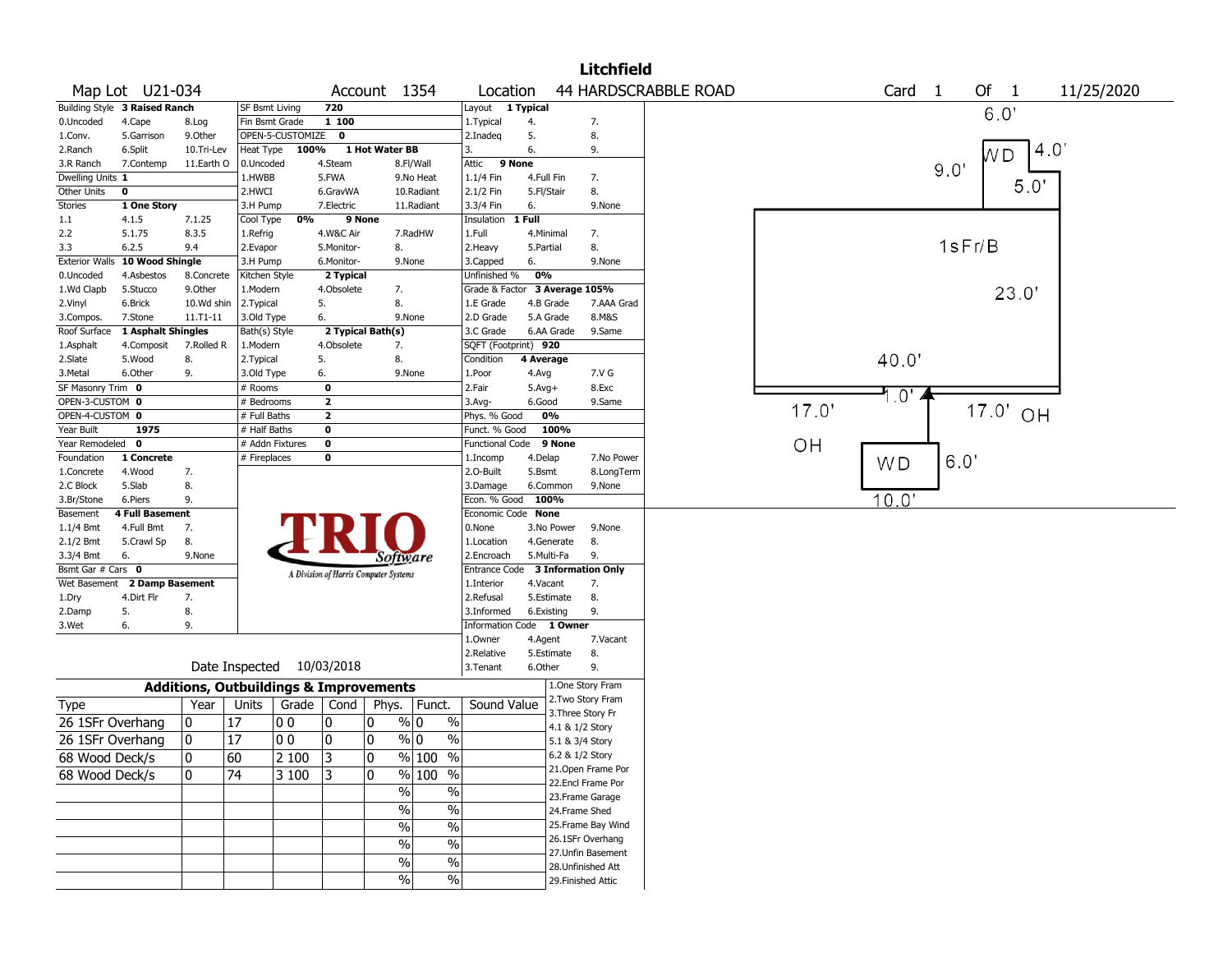# Litchfield

**Map Lot** U21-034 **Account** 1354 **Location** 44 HARDSCRABBLE ROAD **Card** 1 **Of** 1 11/25/2020

| Building Style | 3 Raised Ranch | | SF Bsmt Living | 720 | | Layout | 1 Typical | |
|---|---|---|---|---|---|---|---|---|
| 0.Uncoded | 4.Cape | 8.Log | Fin Bsmt Grade | 1 100 | | 1.Typical | 4. | 7. |
| 1.Conv. | 5.Garrison | 9.Other | OPEN-5-CUSTOMIZE | 0 | | 2.Inadeq | 5. | 8. |
| 2.Ranch | 6.Split | 10.Tri-Lev | Heat Type 100% | 1 Hot Water BB | | 3. | 6. | 9. |
| 3.R Ranch | 7.Contemp | 11.Earth O | 0.Uncoded | 4.Steam | 8.Fl/Wall | Attic | 9 None | |
| Dwelling Units | 1 | | 1.HWBB | 5.FWA | 9.No Heat | 1.1/4 Fin | 4.Full Fin | 7. |
| Other Units | 0 | | 2.HWCI | 6.GravWA | 10.Radiant | 2.1/2 Fin | 5.Fl/Stair | 8. |
| Stories | 1 One Story | | 3.H Pump | 7.Electric | 11.Radiant | 3.3/4 Fin | 6. | 9.None |
| 1.1 | 4.1.5 | 7.1.25 | Cool Type 0% | 9 None | | Insulation | 1 Full | |
| 2.2 | 5.1.75 | 8.3.5 | 1.Refrig | 4.W&C Air | 7.RadHW | 1.Full | 4.Minimal | 7. |
| 3.3 | 6.2.5 | 9.4 | 2.Evapor | 5.Monitor- | 8. | 2.Heavy | 5.Partial | 8. |
| Exterior Walls | 10 Wood Shingle | | 3.H Pump | 6.Monitor- | 9.None | 3.Capped | 6. | 9.None |
| 0.Uncoded | 4.Asbestos | 8.Concrete | Kitchen Style | 2 Typical | | Unfinished % | 0% | |
| 1.Wd Clapb | 5.Stucco | 9.Other | 1.Modern | 4.Obsolete | 7. | Grade & Factor | 3 Average 105% | |
| 2.Vinyl | 6.Brick | 10.Wd shin | 2.Typical | 5. | 8. | 1.E Grade | 4.B Grade | 7.AAA Grad |
| 3.Compos. | 7.Stone | 11.T1-11 | 3.Old Type | 6. | 9.None | 2.D Grade | 5.A Grade | 8.M&S |
| Roof Surface | 1 Asphalt Shingles | | Bath(s) Style | 2 Typical Bath(s) | | 3.C Grade | 6.AA Grade | 9.Same |
| 1.Asphalt | 4.Composit | 7.Rolled R | 1.Modern | 4.Obsolete | 7. | SQFT (Footprint) | 920 | |
| 2.Slate | 5.Wood | 8. | 2.Typical | 5. | 8. | Condition | 4 Average | |
| 3.Metal | 6.Other | 9. | 3.Old Type | 6. | 9.None | 1.Poor | 4.Avg | 7.V G |
| SF Masonry Trim | 0 | | # Rooms | 0 | | 2.Fair | 5.Avg+ | 8.Exc |
| OPEN-3-CUSTOM | 0 | | # Bedrooms | 2 | | 3.Avg- | 6.Good | 9.Same |
| OPEN-4-CUSTOM | 0 | | # Full Baths | 2 | | Phys. % Good | 0% | |
| Year Built | 1975 | | # Half Baths | 0 | | Funct. % Good | 100% | |
| Year Remodeled | 0 | | # Addn Fixtures | 0 | | Functional Code | 9 None | |
| Foundation | 1 Concrete | | # Fireplaces | 0 | | 1.Incomp | 4.Delap | 7.No Power |
| 1.Concrete | 4.Wood | 7. | | | | 2.O-Built | 5.Bsmt | 8.LongTerm |
| 2.C Block | 5.Slab | 8. | | | | 3.Damage | 6.Common | 9.None |
| 3.Br/Stone | 6.Piers | 9. | | | | Econ. % Good | 100% | |
| Basement | 4 Full Basement | | | | | Economic Code | None | |
| 1.1/4 Bmt | 4.Full Bmt | 7. | | | | 0.None | 3.No Power | 9.None |
| 2.1/2 Bmt | 5.Crawl Sp | 8. | | | | 1.Location | 4.Generate | 8. |
| 3.3/4 Bmt | 6. | 9.None | | | | 2.Encroach | 5.Multi-Fa | 9. |
| Bsmt Gar # Cars | 0 | | | | | Entrance Code | 3 Information Only | |
| Wet Basement | 2 Damp Basement | | | | | 1.Interior | 4.Vacant | 7. |
| 1.Dry | 4.Dirt Flr | 7. | | | | 2.Refusal | 5.Estimate | 8. |
| 2.Damp | 5. | 8. | | | | 3.Informed | 6.Existing | 9. |
| 3.Wet | 6. | 9. | | | | Information Code | 1 Owner | |
| | | | | | | 1.Owner | 4.Agent | 7.Vacant |
| | | | | | | 2.Relative | 5.Estimate | 8. |
| | | | Date Inspected | 10/03/2018 | | 3.Tenant | 6.Other | 9. |

TRIO Software — A Division of Harris Computer Systems

## Additions, Outbuildings & Improvements

| Type | Year | Units | Grade | Cond | Phys. | Funct. | Sound Value |
|---|---|---|---|---|---|---|---|
| 26 1SFr Overhang | 0 | 17 | 0 0 | 0 | 0 % | 0 % | |
| 26 1SFr Overhang | 0 | 17 | 0 0 | 0 | 0 % | 0 % | |
| 68 Wood Deck/s | 0 | 60 | 2 100 | 3 | 0 % | 100 % | |
| 68 Wood Deck/s | 0 | 74 | 3 100 | 3 | 0 % | 100 % | |
| | | | | | % | % | |
| | | | | | % | % | |
| | | | | | % | % | |
| | | | | | % | % | |
| | | | | | % | % | |
| | | | | | % | % | |

1.One Story Fram
2.Two Story Fram
3.Three Story Fr
4.1 & 1/2 Story
5.1 & 3/4 Story
6.2 & 1/2 Story
21.Open Frame Por
22.Encl Frame Por
23.Frame Garage
24.Frame Shed
25.Frame Bay Wind
26.1SFr Overhang
27.Unfin Basement
28.Unfinished Att
29.Finished Attic

Sketch labels: 6.0', WD, 4.0', 9.0', 5.0', 1sFr/B, 23.0', 40.0', 1.0', 17.0', 17.0' OH, OH, WD, 6.0', 10.0'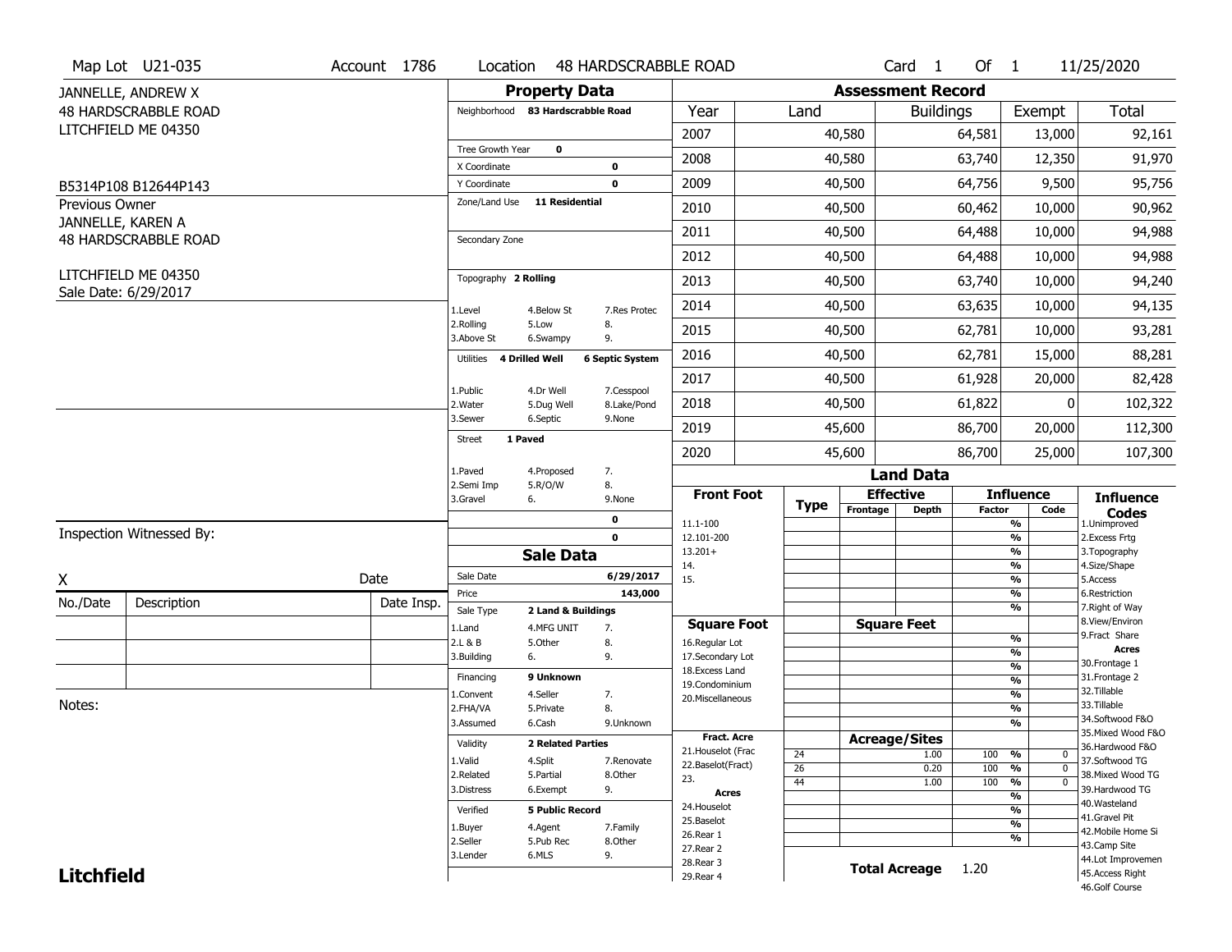Map Lot U21-035 | Account 1786 | Location 48 HARDSCRABBLE ROAD | Card 1 Of 1 | 11/25/2020

JANNELLE, ANDREW X
48 HARDSCRABBLE ROAD
LITCHFIELD ME 04350

B5314P108 B12644P143

Previous Owner
JANNELLE, KAREN A
48 HARDSCRABBLE ROAD

LITCHFIELD ME 04350
Sale Date: 6/29/2017

## Property Data

Neighborhood **83 Hardscrabble Road**

Tree Growth Year **0**
X Coordinate **0**
Y Coordinate **0**
Zone/Land Use **11 Residential**

Secondary Zone

Topography **2 Rolling**

1.Level 4.Below St 7.Res Protec
2.Rolling 5.Low 8.
3.Above St 6.Swampy 9.

Utilities **4 Drilled Well** **6 Septic System**

1.Public 4.Dr Well 7.Cesspool
2.Water 5.Dug Well 8.Lake/Pond
3.Sewer 6.Septic 9.None

Street **1 Paved**

1.Paved 4.Proposed 7.
2.Semi Imp 5.R/O/W 8.
3.Gravel 6. 9.None

**0**
**0**

## Sale Data

Sale Date **6/29/2017**
Price **143,000**
Sale Type **2 Land & Buildings**

1.Land 4.MFG UNIT 7.
2.L & B 5.Other 8.
3.Building 6. 9.

Financing **9 Unknown**

1.Convent 4.Seller 7.
2.FHA/VA 5.Private 8.
3.Assumed 6.Cash 9.Unknown

Validity **2 Related Parties**

1.Valid 4.Split 7.Renovate
2.Related 5.Partial 8.Other
3.Distress 6.Exempt 9.

Verified **5 Public Record**

1.Buyer 4.Agent 7.Family
2.Seller 5.Pub Rec 8.Other
3.Lender 6.MLS 9.

## Assessment Record

| Year | Land | Buildings | Exempt | Total |
|---|---|---|---|---|
| 2007 | 40,580 | 64,581 | 13,000 | 92,161 |
| 2008 | 40,580 | 63,740 | 12,350 | 91,970 |
| 2009 | 40,500 | 64,756 | 9,500 | 95,756 |
| 2010 | 40,500 | 60,462 | 10,000 | 90,962 |
| 2011 | 40,500 | 64,488 | 10,000 | 94,988 |
| 2012 | 40,500 | 64,488 | 10,000 | 94,988 |
| 2013 | 40,500 | 63,740 | 10,000 | 94,240 |
| 2014 | 40,500 | 63,635 | 10,000 | 94,135 |
| 2015 | 40,500 | 62,781 | 10,000 | 93,281 |
| 2016 | 40,500 | 62,781 | 15,000 | 88,281 |
| 2017 | 40,500 | 61,928 | 20,000 | 82,428 |
| 2018 | 40,500 | 61,822 | 0 | 102,322 |
| 2019 | 45,600 | 86,700 | 20,000 | 112,300 |
| 2020 | 45,600 | 86,700 | 25,000 | 107,300 |

## Land Data

| Type | Effective Frontage | Effective Depth | Influence Factor | Influence Code |
|---|---|---|---|---|
| 24 | | 1.00 | 100 % | 0 |
| 26 | | 0.20 | 100 % | 0 |
| 44 | | 1.00 | 100 % | 0 |

Front Foot: 11.1-100, 12.101-200, 13.201+, 14., 15.

Square Foot: 16.Regular Lot, 17.Secondary Lot, 18.Excess Land, 19.Condominium, 20.Miscellaneous

Fract. Acre: 21.Houselot (Frac, 22.Baselot(Fract), 23.

Acres: 24.Houselot, 25.Baselot, 26.Rear 1, 27.Rear 2, 28.Rear 3, 29.Rear 4

**Total Acreage** 1.20

Influence Codes: 1.Unimproved, 2.Excess Frtg, 3.Topography, 4.Size/Shape, 5.Access, 6.Restriction, 7.Right of Way, 8.View/Environ, 9.Fract Share

Acres: 30.Frontage 1, 31.Frontage 2, 32.Tillable, 33.Tillable, 34.Softwood F&O, 35.Mixed Wood F&O, 36.Hardwood F&O, 37.Softwood TG, 38.Mixed Wood TG, 39.Hardwood TG, 40.Wasteland, 41.Gravel Pit, 42.Mobile Home Si, 43.Camp Site, 44.Lot Improvemen, 45.Access Right, 46.Golf Course

Inspection Witnessed By:

X _______________ Date

| No./Date | Description | Date Insp. |
|---|---|---|
| | | |
| | | |
| | | |

Notes:

**Litchfield**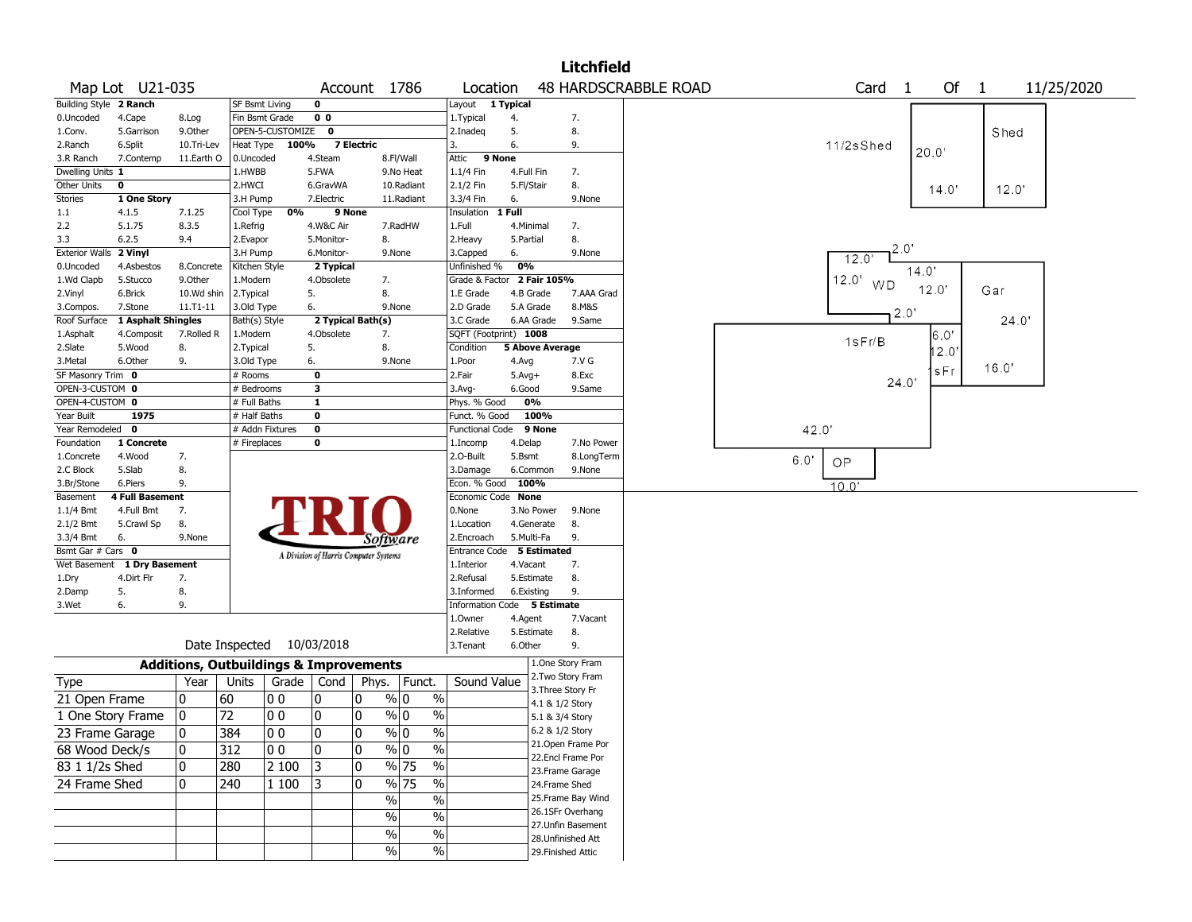# Litchfield

**Map Lot** U21-035 **Account** 1786 **Location** 48 HARDSCRABBLE ROAD **Card** 1 **Of** 1 11/25/2020

| Field | Value | Options | | |
|---|---|---|---|---|
| Building Style | 2 Ranch | 0.Uncoded, 1.Conv., 2.Ranch, 3.R Ranch | 4.Cape, 5.Garrison, 6.Split, 7.Contemp | 8.Log, 9.Other, 10.Tri-Lev, 11.Earth O |
| Dwelling Units | 1 | | | |
| Other Units | 0 | | | |
| Stories | 1 One Story | 1.1, 2.2, 3.3 | 4.1.5, 5.1.75, 6.2.5 | 7.1.25, 8.3.5, 9.4 |
| Exterior Walls | 2 Vinyl | 0.Uncoded, 1.Wd Clapb, 2.Vinyl, 3.Compos. | 4.Asbestos, 5.Stucco, 6.Brick, 7.Stone | 8.Concrete, 9.Other, 10.Wd shin, 11.T1-11 |
| Roof Surface | 1 Asphalt Shingles | 1.Asphalt, 2.Slate, 3.Metal | 4.Composit, 5.Wood, 6.Other | 7.Rolled R, 8., 9. |
| SF Masonry Trim | 0 | | | |
| OPEN-3-CUSTOM | 0 | | | |
| OPEN-4-CUSTOM | 0 | | | |
| Year Built | 1975 | | | |
| Year Remodeled | 0 | | | |
| Foundation | 1 Concrete | 1.Concrete, 2.C Block, 3.Br/Stone | 4.Wood, 5.Slab, 6.Piers | 7., 8., 9. |
| Basement | 4 Full Basement | 1.1/4 Bmt, 2.1/2 Bmt, 3.3/4 Bmt | 4.Full Bmt, 5.Crawl Sp, 6. | 7., 8., 9.None |
| Bsmt Gar # Cars | 0 | | | |
| Wet Basement | 1 Dry Basement | 1.Dry, 2.Damp, 3.Wet | 4.Dirt Flr, 5., 6. | 7., 8., 9. |

| Field | Value | Options | | |
|---|---|---|---|---|
| SF Bsmt Living | 0 | | | |
| Fin Bsmt Grade | 0 0 | | | |
| OPEN-5-CUSTOMIZE | 0 | | | |
| Heat Type | 100% 7 Electric | 0.Uncoded, 1.HWBB, 2.HWCI, 3.H Pump | 4.Steam, 5.FWA, 6.GravWA, 7.Electric | 8.Fl/Wall, 9.No Heat, 10.Radiant, 11.Radiant |
| Cool Type | 0% 9 None | 1.Refrig, 2.Evapor, 3.H Pump | 4.W&C Air, 5.Monitor-, 6.Monitor- | 7.RadHW, 8., 9.None |
| Kitchen Style | 2 Typical | 1.Modern, 2.Typical, 3.Old Type | 4.Obsolete, 5., 6. | 7., 8., 9.None |
| Bath(s) Style | 2 Typical Bath(s) | 1.Modern, 2.Typical, 3.Old Type | 4.Obsolete, 5., 6. | 7., 8., 9.None |
| # Rooms | 0 | | | |
| # Bedrooms | 3 | | | |
| # Full Baths | 1 | | | |
| # Half Baths | 0 | | | |
| # Addn Fixtures | 0 | | | |
| # Fireplaces | 0 | | | |

| Field | Value | Options | | |
|---|---|---|---|---|
| Layout | 1 Typical | 1.Typical, 2.Inadeq, 3. | 4., 5., 6. | 7., 8., 9. |
| Attic | 9 None | 1.1/4 Fin, 2.1/2 Fin, 3.3/4 Fin | 4.Full Fin, 5.Fl/Stair, 6. | 7., 8., 9.None |
| Insulation | 1 Full | 1.Full, 2.Heavy, 3.Capped | 4.Minimal, 5.Partial, 6. | 7., 8., 9.None |
| Unfinished % | 0% | | | |
| Grade & Factor | 2 Fair 105% | 1.E Grade, 2.D Grade, 3.C Grade | 4.B Grade, 5.A Grade, 6.AA Grade | 7.AAA Grad, 8.M&S, 9.Same |
| SQFT (Footprint) | 1008 | | | |
| Condition | 5 Above Average | 1.Poor, 2.Fair, 3.Avg- | 4.Avg, 5.Avg+, 6.Good | 7.V G, 8.Exc, 9.Same |
| Phys. % Good | 0% | | | |
| Funct. % Good | 100% | | | |
| Functional Code | 9 None | 1.Incomp, 2.O-Built, 3.Damage | 4.Delap, 5.Bsmt, 6.Common | 7.No Power, 8.LongTerm, 9.None |
| Econ. % Good | 100% | | | |
| Economic Code | None | 0.None, 1.Location, 2.Encroach | 3.No Power, 4.Generate, 5.Multi-Fa | 9.None, 8., 9. |
| Entrance Code | 5 Estimated | 1.Interior, 2.Refusal, 3.Informed | 4.Vacant, 5.Estimate, 6.Existing | 7., 8., 9. |
| Information Code | 5 Estimate | 1.Owner, 2.Relative, 3.Tenant | 4.Agent, 5.Estimate, 6.Other | 7.Vacant, 8., 9. |

Date Inspected 10/03/2018

## Additions, Outbuildings & Improvements

| Type | Year | Units | Grade | Cond | Phys. | Funct. | Sound Value |
|---|---|---|---|---|---|---|---|
| 21 Open Frame | 0 | 60 | 0 0 | 0 | 0 % | 0 % | |
| 1 One Story Frame | 0 | 72 | 0 0 | 0 | 0 % | 0 % | |
| 23 Frame Garage | 0 | 384 | 0 0 | 0 | 0 % | 0 % | |
| 68 Wood Deck/s | 0 | 312 | 0 0 | 0 | 0 % | 0 % | |
| 83 1 1/2s Shed | 0 | 280 | 2 100 | 3 | 0 % | 75 % | |
| 24 Frame Shed | 0 | 240 | 1 100 | 3 | 0 % | 75 % | |
| | | | | | % | % | |
| | | | | | % | % | |
| | | | | | % | % | |
| | | | | | % | % | |

1.One Story Fram, 2.Two Story Fram, 3.Three Story Fr, 4.1 & 1/2 Story, 5.1 & 3/4 Story, 6.2 & 1/2 Story, 21.Open Frame Por, 22.Encl Frame Por, 23.Frame Garage, 24.Frame Shed, 25.Frame Bay Wind, 26.1SFr Overhang, 27.Unfin Basement, 28.Unfinished Att, 29.Finished Attic

Sketch labels: 11/2sShed 20.0' 14.0'; Shed 12.0'; WD 12.0' 14.0' 12.0' 2.0' 2.0'; Gar 24.0' 16.0'; 1sFr/B 42.0' 24.0'; 1sFr 6.0' 12.0'; OP 6.0' 10.0'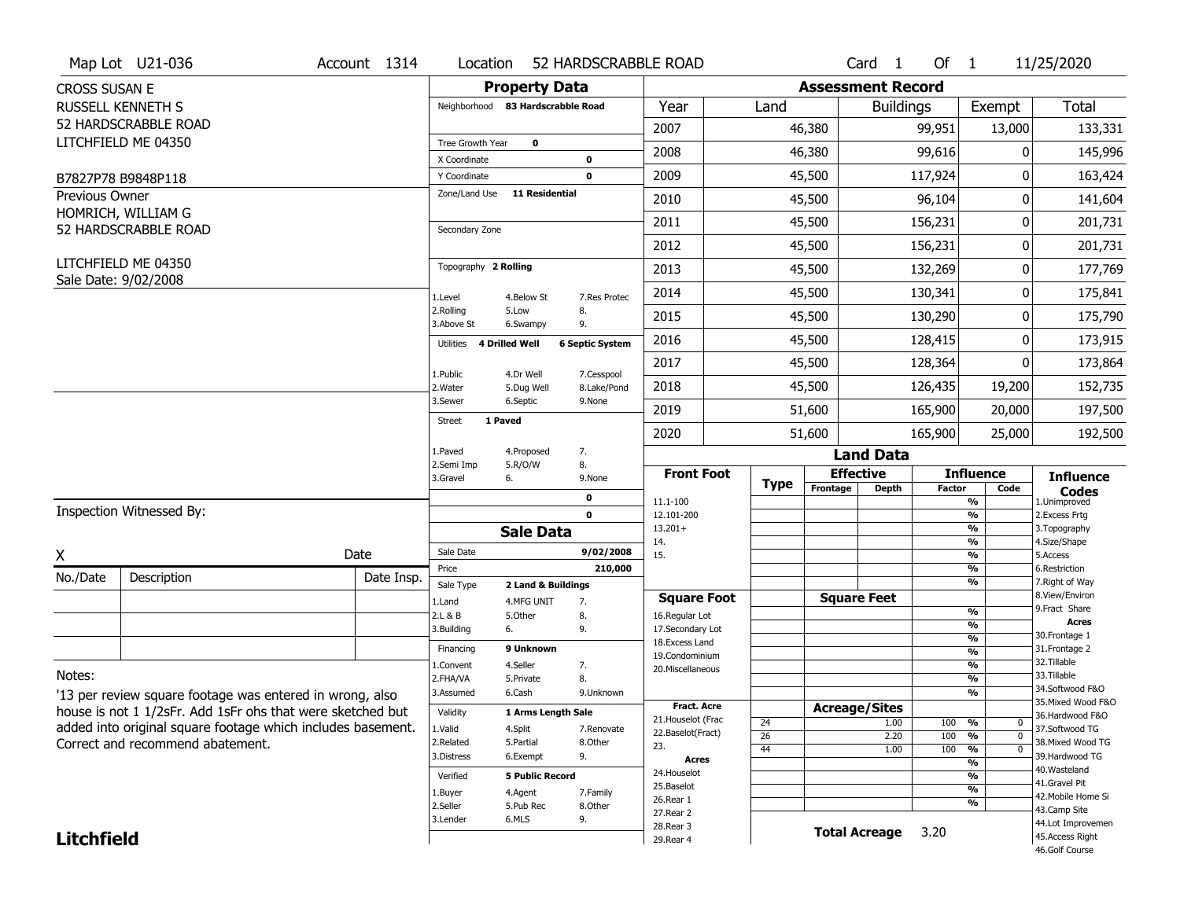Map Lot U21-036 | Account 1314 | Location 52 HARDSCRABBLE ROAD | Card 1 Of 1 | 11/25/2020

CROSS SUSAN E
RUSSELL KENNETH S
52 HARDSCRABBLE ROAD
LITCHFIELD ME 04350

B7827P78 B9848P118

Previous Owner
HOMRICH, WILLIAM G
52 HARDSCRABBLE ROAD

LITCHFIELD ME 04350
Sale Date: 9/02/2008

## Property Data

Neighborhood **83 Hardscrabble Road**

Tree Growth Year **0**
X Coordinate **0**
Y Coordinate **0**
Zone/Land Use **11 Residential**

Secondary Zone

Topography **2 Rolling**

1.Level 4.Below St 7.Res Protec
2.Rolling 5.Low 8.
3.Above St 6.Swampy 9.

Utilities **4 Drilled Well** **6 Septic System**

1.Public 4.Dr Well 7.Cesspool
2.Water 5.Dug Well 8.Lake/Pond
3.Sewer 6.Septic 9.None

Street **1 Paved**

1.Paved 4.Proposed 7.
2.Semi Imp 5.R/O/W 8.
3.Gravel 6. 9.None

0
0

## Sale Data

Sale Date **9/02/2008**
Price **210,000**
Sale Type **2 Land & Buildings**

1.Land 4.MFG UNIT 7.
2.L & B 5.Other 8.
3.Building 6. 9.

Financing **9 Unknown**

1.Convent 4.Seller 7.
2.FHA/VA 5.Private 8.
3.Assumed 6.Cash 9.Unknown

Validity **1 Arms Length Sale**

1.Valid 4.Split 7.Renovate
2.Related 5.Partial 8.Other
3.Distress 6.Exempt 9.

Verified **5 Public Record**

1.Buyer 4.Agent 7.Family
2.Seller 5.Pub Rec 8.Other
3.Lender 6.MLS 9.

## Assessment Record

| Year | Land | Buildings | Exempt | Total |
|---|---|---|---|---|
| 2007 | 46,380 | 99,951 | 13,000 | 133,331 |
| 2008 | 46,380 | 99,616 | 0 | 145,996 |
| 2009 | 45,500 | 117,924 | 0 | 163,424 |
| 2010 | 45,500 | 96,104 | 0 | 141,604 |
| 2011 | 45,500 | 156,231 | 0 | 201,731 |
| 2012 | 45,500 | 156,231 | 0 | 201,731 |
| 2013 | 45,500 | 132,269 | 0 | 177,769 |
| 2014 | 45,500 | 130,341 | 0 | 175,841 |
| 2015 | 45,500 | 130,290 | 0 | 175,790 |
| 2016 | 45,500 | 128,415 | 0 | 173,915 |
| 2017 | 45,500 | 128,364 | 0 | 173,864 |
| 2018 | 45,500 | 126,435 | 19,200 | 152,735 |
| 2019 | 51,600 | 165,900 | 20,000 | 197,500 |
| 2020 | 51,600 | 165,900 | 25,000 | 192,500 |

## Land Data

| Type | Effective Frontage | Effective Depth | Influence Factor | Influence Code |
|---|---|---|---|---|
| 24 | | 1.00 | 100 % | 0 |
| 26 | | 2.20 | 100 % | 0 |
| 44 | | 1.00 | 100 % | 0 |

Front Foot: 11.1-100, 12.101-200, 13.201+, 14., 15.

Square Foot: 16.Regular Lot, 17.Secondary Lot, 18.Excess Land, 19.Condominium, 20.Miscellaneous

Fract. Acre: 21.Houselot (Frac, 22.Baselot(Fract), 23.

Acres: 24.Houselot, 25.Baselot, 26.Rear 1, 27.Rear 2, 28.Rear 3, 29.Rear 4

**Total Acreage** 3.20

Influence Codes: 1.Unimproved, 2.Excess Frtg, 3.Topography, 4.Size/Shape, 5.Access, 6.Restriction, 7.Right of Way, 8.View/Environ, 9.Fract Share

Acres: 30.Frontage 1, 31.Frontage 2, 32.Tillable, 33.Tillable, 34.Softwood F&O, 35.Mixed Wood F&O, 36.Hardwood F&O, 37.Softwood TG, 38.Mixed Wood TG, 39.Hardwood TG, 40.Wasteland, 41.Gravel Pit, 42.Mobile Home Si, 43.Camp Site, 44.Lot Improvemen, 45.Access Right, 46.Golf Course

Inspection Witnessed By:

X Date

| No./Date | Description | Date Insp. |
|---|---|---|
| | | |
| | | |
| | | |

Notes:

'13 per review square footage was entered in wrong, also house is not 1 1/2sFr. Add 1sFr ohs that were sketched but added into original square footage which includes basement. Correct and recommend abatement.

**Litchfield**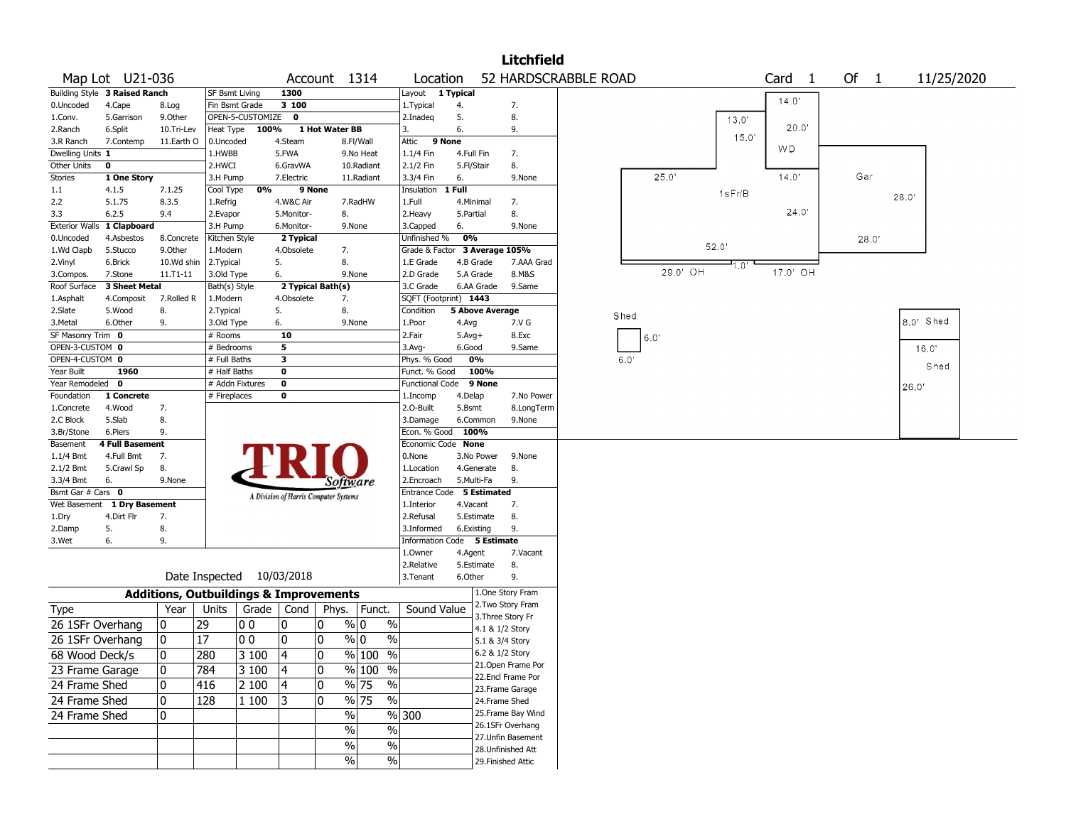# Litchfield

**Map Lot** U21-036 **Account** 1314 **Location** 52 HARDSCRABBLE ROAD **Card** 1 **Of** 1 11/25/2020

| Building Style | 3 Raised Ranch | | SF Bsmt Living | 1300 | | Layout | 1 Typical | |
|---|---|---|---|---|---|---|---|---|
| 0.Uncoded | 4.Cape | 8.Log | Fin Bsmt Grade | 3 100 | | 1.Typical | 4. | 7. |
| 1.Conv. | 5.Garrison | 9.Other | OPEN-5-CUSTOMIZE | 0 | | 2.Inadeq | 5. | 8. |
| 2.Ranch | 6.Split | 10.Tri-Lev | Heat Type 100% | 1 Hot Water BB | | 3. | 6. | 9. |
| 3.R Ranch | 7.Contemp | 11.Earth O | 0.Uncoded | 4.Steam | 8.Fl/Wall | Attic | 9 None | |
| Dwelling Units | 1 | | 1.HWBB | 5.FWA | 9.No Heat | 1.1/4 Fin | 4.Full Fin | 7. |
| Other Units | 0 | | 2.HWCI | 6.GravWA | 10.Radiant | 2.1/2 Fin | 5.Fl/Stair | 8. |
| Stories | 1 One Story | | 3.H Pump | 7.Electric | 11.Radiant | 3.3/4 Fin | 6. | 9.None |
| 1.1 | 4.1.5 | 7.1.25 | Cool Type 0% | 9 None | | Insulation | 1 Full | |
| 2.2 | 5.1.75 | 8.3.5 | 1.Refrig | 4.W&C Air | 7.RadHW | 1.Full | 4.Minimal | 7. |
| 3.3 | 6.2.5 | 9.4 | 2.Evapor | 5.Monitor- | 8. | 2.Heavy | 5.Partial | 8. |
| Exterior Walls | 1 Clapboard | | 3.H Pump | 6.Monitor- | 9.None | 3.Capped | 6. | 9.None |
| 0.Uncoded | 4.Asbestos | 8.Concrete | Kitchen Style | 2 Typical | | Unfinished % | 0% | |
| 1.Wd Clapb | 5.Stucco | 9.Other | 1.Modern | 4.Obsolete | 7. | Grade & Factor | 3 Average 105% | |
| 2.Vinyl | 6.Brick | 10.Wd shin | 2.Typical | 5. | 8. | 1.E Grade | 4.B Grade | 7.AAA Grad |
| 3.Compos. | 7.Stone | 11.T1-11 | 3.Old Type | 6. | 9.None | 2.D Grade | 5.A Grade | 8.M&S |
| Roof Surface | 3 Sheet Metal | | Bath(s) Style | 2 Typical Bath(s) | | 3.C Grade | 6.AA Grade | 9.Same |
| 1.Asphalt | 4.Composit | 7.Rolled R | 1.Modern | 4.Obsolete | 7. | SQFT (Footprint) | 1443 | |
| 2.Slate | 5.Wood | 8. | 2.Typical | 5. | 8. | Condition | 5 Above Average | |
| 3.Metal | 6.Other | 9. | 3.Old Type | 6. | 9.None | 1.Poor | 4.Avg | 7.V G |
| SF Masonry Trim | 0 | | # Rooms | 10 | | 2.Fair | 5.Avg+ | 8.Exc |
| OPEN-3-CUSTOM | 0 | | # Bedrooms | 5 | | 3.Avg- | 6.Good | 9.Same |
| OPEN-4-CUSTOM | 0 | | # Full Baths | 3 | | Phys. % Good | 0% | |
| Year Built | 1960 | | # Half Baths | 0 | | Funct. % Good | 100% | |
| Year Remodeled | 0 | | # Addn Fixtures | 0 | | Functional Code | 9 None | |
| Foundation | 1 Concrete | | # Fireplaces | 0 | | 1.Incomp | 4.Delap | 7.No Power |
| 1.Concrete | 4.Wood | 7. | | | | 2.O-Built | 5.Bsmt | 8.LongTerm |
| 2.C Block | 5.Slab | 8. | | | | 3.Damage | 6.Common | 9.None |
| 3.Br/Stone | 6.Piers | 9. | | | | Econ. % Good | 100% | |
| Basement | 4 Full Basement | | | | | Economic Code | None | |
| 1.1/4 Bmt | 4.Full Bmt | 7. | | | | 0.None | 3.No Power | 9.None |
| 2.1/2 Bmt | 5.Crawl Sp | 8. | | | | 1.Location | 4.Generate | 8. |
| 3.3/4 Bmt | 6. | 9.None | | | | 2.Encroach | 5.Multi-Fa | 9. |
| Bsmt Gar # Cars | 0 | | | | | Entrance Code | 5 Estimated | |
| Wet Basement | 1 Dry Basement | | | | | 1.Interior | 4.Vacant | 7. |
| 1.Dry | 4.Dirt Flr | 7. | | | | 2.Refusal | 5.Estimate | 8. |
| 2.Damp | 5. | 8. | | | | 3.Informed | 6.Existing | 9. |
| 3.Wet | 6. | 9. | | | | Information Code | 5 Estimate | |
| | | | | | | 1.Owner | 4.Agent | 7.Vacant |
| | | | | | | 2.Relative | 5.Estimate | 8. |
| | | | | | | 3.Tenant | 6.Other | 9. |

TRIO Software — A Division of Harris Computer Systems

Date Inspected 10/03/2018

## Additions, Outbuildings & Improvements

| Type | Year | Units | Grade | Cond | Phys. | Funct. | Sound Value |
|---|---|---|---|---|---|---|---|
| 26 1SFr Overhang | 0 | 29 | 0 0 | 0 | 0 % | 0 % | |
| 26 1SFr Overhang | 0 | 17 | 0 0 | 0 | 0 % | 0 % | |
| 68 Wood Deck/s | 0 | 280 | 3 100 | 4 | 0 % | 100 % | |
| 23 Frame Garage | 0 | 784 | 3 100 | 4 | 0 % | 100 % | |
| 24 Frame Shed | 0 | 416 | 2 100 | 4 | 0 % | 75 % | |
| 24 Frame Shed | 0 | 128 | 1 100 | 3 | 0 % | 75 % | |
| 24 Frame Shed | 0 | | | | % | % | 300 |
| | | | | | % | % | |
| | | | | | % | % | |
| | | | | | % | % | |

1.One Story Fram, 2.Two Story Fram, 3.Three Story Fr, 4.1 & 1/2 Story, 5.1 & 3/4 Story, 6.2 & 1/2 Story, 21.Open Frame Por, 22.Encl Frame Por, 23.Frame Garage, 24.Frame Shed, 25.Frame Bay Wind, 26.1SFr Overhang, 27.Unfin Basement, 28.Unfinished Att, 29.Finished Attic

Sketch labels: 14.0', 13.0', 20.0', 15.0', WD, 25.0', 14.0', Gar, 1sFr/B, 28.0', 24.0', 52.0', 28.0', 1.0', 29.0' OH, 17.0' OH, Shed, 6.0', 6.0', 8.0' Shed, 16.0', Shed, 26.0'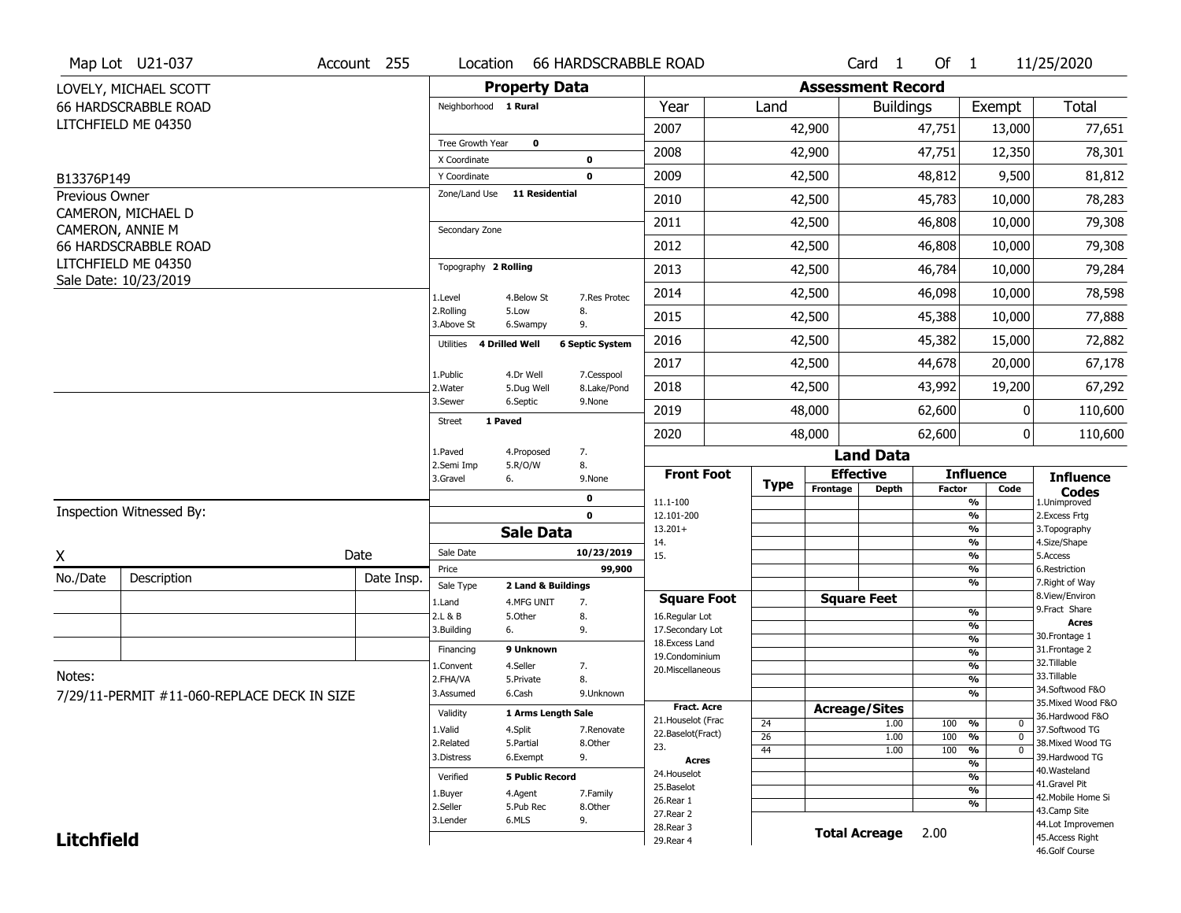Map Lot U21-037 | Account 255 | Location 66 HARDSCRABBLE ROAD | Card 1 Of 1 | 11/25/2020

LOVELY, MICHAEL SCOTT
66 HARDSCRABBLE ROAD
LITCHFIELD ME 04350

B13376P149

Previous Owner
CAMERON, MICHAEL D
CAMERON, ANNIE M
66 HARDSCRABBLE ROAD
LITCHFIELD ME 04350
Sale Date: 10/23/2019

## Property Data

Neighborhood **1 Rural**

Tree Growth Year **0**
X Coordinate **0**
Y Coordinate **0**
Zone/Land Use **11 Residential**

Secondary Zone

Topography **2 Rolling**

| | | |
|---|---|---|
| 1.Level | 4.Below St | 7.Res Protec |
| 2.Rolling | 5.Low | 8. |
| 3.Above St | 6.Swampy | 9. |

Utilities **4 Drilled Well** **6 Septic System**

| | | |
|---|---|---|
| 1.Public | 4.Dr Well | 7.Cesspool |
| 2.Water | 5.Dug Well | 8.Lake/Pond |
| 3.Sewer | 6.Septic | 9.None |

Street **1 Paved**

| | | |
|---|---|---|
| 1.Paved | 4.Proposed | 7. |
| 2.Semi Imp | 5.R/O/W | 8. |
| 3.Gravel | 6. | 9.None |

**0**
**0**

## Sale Data

Sale Date **10/23/2019**
Price **99,900**
Sale Type **2 Land & Buildings**

| | | |
|---|---|---|
| 1.Land | 4.MFG UNIT | 7. |
| 2.L & B | 5.Other | 8. |
| 3.Building | 6. | 9. |

Financing **9 Unknown**

| | | |
|---|---|---|
| 1.Convent | 4.Seller | 7. |
| 2.FHA/VA | 5.Private | 8. |
| 3.Assumed | 6.Cash | 9.Unknown |

Validity **1 Arms Length Sale**

| | | |
|---|---|---|
| 1.Valid | 4.Split | 7.Renovate |
| 2.Related | 5.Partial | 8.Other |
| 3.Distress | 6.Exempt | 9. |

Verified **5 Public Record**

| | | |
|---|---|---|
| 1.Buyer | 4.Agent | 7.Family |
| 2.Seller | 5.Pub Rec | 8.Other |
| 3.Lender | 6.MLS | 9. |

## Assessment Record

| Year | Land | Buildings | Exempt | Total |
|---|---|---|---|---|
| 2007 | 42,900 | 47,751 | 13,000 | 77,651 |
| 2008 | 42,900 | 47,751 | 12,350 | 78,301 |
| 2009 | 42,500 | 48,812 | 9,500 | 81,812 |
| 2010 | 42,500 | 45,783 | 10,000 | 78,283 |
| 2011 | 42,500 | 46,808 | 10,000 | 79,308 |
| 2012 | 42,500 | 46,808 | 10,000 | 79,308 |
| 2013 | 42,500 | 46,784 | 10,000 | 79,284 |
| 2014 | 42,500 | 46,098 | 10,000 | 78,598 |
| 2015 | 42,500 | 45,388 | 10,000 | 77,888 |
| 2016 | 42,500 | 45,382 | 15,000 | 72,882 |
| 2017 | 42,500 | 44,678 | 20,000 | 67,178 |
| 2018 | 42,500 | 43,992 | 19,200 | 67,292 |
| 2019 | 48,000 | 62,600 | 0 | 110,600 |
| 2020 | 48,000 | 62,600 | 0 | 110,600 |

## Land Data

| Type | Effective Frontage | Effective Depth | Influence Factor | Influence Code |
|---|---|---|---|---|
| 24 | | 1.00 | 100 % | 0 |
| 26 | | 1.00 | 100 % | 0 |
| 44 | | 1.00 | 100 % | 0 |

**Total Acreage** 2.00

Front Foot: 11.1-100, 12.101-200, 13.201+, 14., 15.

Square Foot: 16.Regular Lot, 17.Secondary Lot, 18.Excess Land, 19.Condominium, 20.Miscellaneous

Fract. Acre: 21.Houselot (Frac, 22.Baselot(Fract), 23.

Acres: 24.Houselot, 25.Baselot, 26.Rear 1, 27.Rear 2, 28.Rear 3, 29.Rear 4

**Influence Codes**: 1.Unimproved, 2.Excess Frtg, 3.Topography, 4.Size/Shape, 5.Access, 6.Restriction, 7.Right of Way, 8.View/Environ, 9.Fract Share

**Acres**: 30.Frontage 1, 31.Frontage 2, 32.Tillable, 33.Tillable, 34.Softwood F&O, 35.Mixed Wood F&O, 36.Hardwood F&O, 37.Softwood TG, 38.Mixed Wood TG, 39.Hardwood TG, 40.Wasteland, 41.Gravel Pit, 42.Mobile Home Si, 43.Camp Site, 44.Lot Improvemen, 45.Access Right, 46.Golf Course

Inspection Witnessed By:

X ______ Date

| No./Date | Description | Date Insp. |
|---|---|---|
| | | |
| | | |
| | | |

Notes:
7/29/11-PERMIT #11-060-REPLACE DECK IN SIZE

**Litchfield**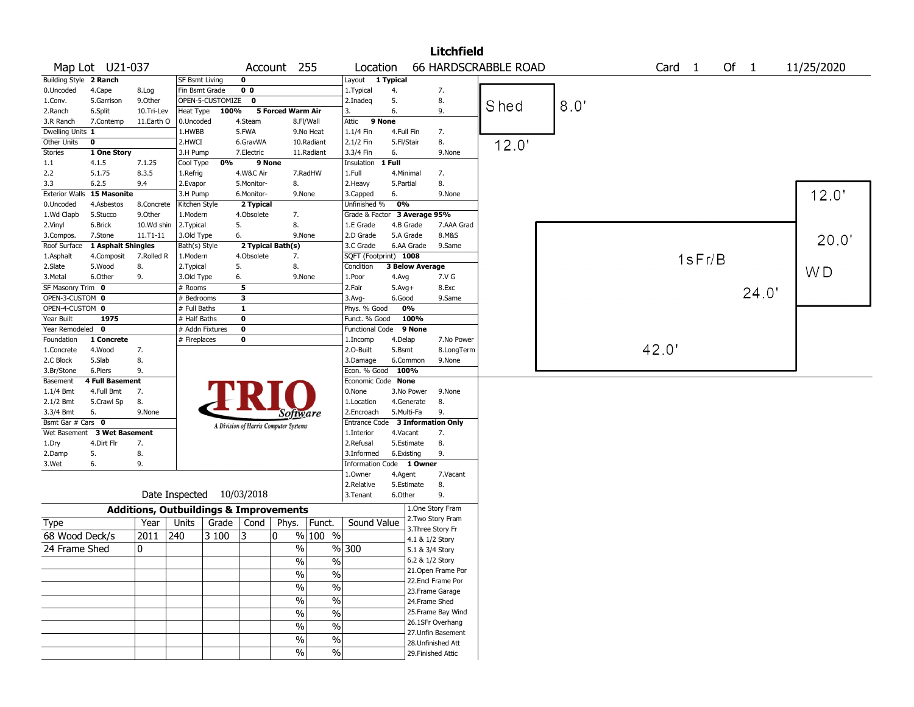# Litchfield

**Map Lot** U21-037 **Account** 255 **Location** 66 HARDSCRABBLE ROAD **Card** 1 **Of** 1 11/25/2020

| | | | | | | | | | | | |
|---|---|---|---|---|---|---|---|---|---|---|---|
| Building Style | **2 Ranch** | | SF Bsmt Living | **0** | | | Layout | **1 Typical** | | | |
| 0.Uncoded | 4.Cape | 8.Log | Fin Bsmt Grade | **0 0** | | | 1.Typical | 4. | 7. | | |
| 1.Conv. | 5.Garrison | 9.Other | OPEN-5-CUSTOMIZE | **0** | | | 2.Inadeq | 5. | 8. | | |
| 2.Ranch | 6.Split | 10.Tri-Lev | Heat Type | **100%** | **5 Forced Warm Air** | | 3. | 6. | 9. | | |
| 3.R Ranch | 7.Contemp | 11.Earth O | 0.Uncoded | 4.Steam | 8.Fl/Wall | | Attic | **9 None** | | | |
| Dwelling Units | **1** | | 1.HWBB | 5.FWA | 9.No Heat | | 1.1/4 Fin | 4.Full Fin | 7. | | |
| Other Units | **0** | | 2.HWCI | 6.GravWA | 10.Radiant | | 2.1/2 Fin | 5.Fl/Stair | 8. | | |
| Stories | **1 One Story** | | 3.H Pump | 7.Electric | 11.Radiant | | 3.3/4 Fin | 6. | 9.None | | |
| 1.1 | 4.1.5 | 7.1.25 | Cool Type | **0%** | **9 None** | | Insulation | **1 Full** | | | |
| 2.2 | 5.1.75 | 8.3.5 | 1.Refrig | 4.W&C Air | 7.RadHW | | 1.Full | 4.Minimal | 7. | | |
| 3.3 | 6.2.5 | 9.4 | 2.Evapor | 5.Monitor- | 8. | | 2.Heavy | 5.Partial | 8. | | |
| Exterior Walls | **15 Masonite** | | 3.H Pump | 6.Monitor- | 9.None | | 3.Capped | 6. | 9.None | | |
| 0.Uncoded | 4.Asbestos | 8.Concrete | Kitchen Style | **2 Typical** | | | Unfinished % | **0%** | | | |
| 1.Wd Clapb | 5.Stucco | 9.Other | 1.Modern | 4.Obsolete | 7. | | Grade & Factor | **3 Average 95%** | | | |
| 2.Vinyl | 6.Brick | 10.Wd shin | 2.Typical | 5. | 8. | | 1.E Grade | 4.B Grade | 7.AAA Grad | | |
| 3.Compos. | 7.Stone | 11.T1-11 | 3.Old Type | 6. | 9.None | | 2.D Grade | 5.A Grade | 8.M&S | | |
| Roof Surface | **1 Asphalt Shingles** | | Bath(s) Style | **2 Typical Bath(s)** | | | 3.C Grade | 6.AA Grade | 9.Same | | |
| 1.Asphalt | 4.Composit | 7.Rolled R | 1.Modern | 4.Obsolete | 7. | | SQFT (Footprint) | **1008** | | | |
| 2.Slate | 5.Wood | 8. | 2.Typical | 5. | 8. | | Condition | **3 Below Average** | | | |
| 3.Metal | 6.Other | 9. | 3.Old Type | 6. | 9.None | | 1.Poor | 4.Avg | 7.V G | | |
| SF Masonry Trim | **0** | | # Rooms | **5** | | | 2.Fair | 5.Avg+ | 8.Exc | | |
| OPEN-3-CUSTOM | **0** | | # Bedrooms | **3** | | | 3.Avg- | 6.Good | 9.Same | | |
| OPEN-4-CUSTOM | **0** | | # Full Baths | **1** | | | Phys. % Good | **0%** | | | |
| Year Built | **1975** | | # Half Baths | **0** | | | Funct. % Good | **100%** | | | |
| Year Remodeled | **0** | | # Addn Fixtures | **0** | | | Functional Code | **9 None** | | | |
| Foundation | **1 Concrete** | | # Fireplaces | **0** | | | 1.Incomp | 4.Delap | 7.No Power | | |
| 1.Concrete | 4.Wood | 7. | | | | | 2.O-Built | 5.Bsmt | 8.LongTerm | | |
| 2.C Block | 5.Slab | 8. | | | | | 3.Damage | 6.Common | 9.None | | |
| 3.Br/Stone | 6.Piers | 9. | | | | | Econ. % Good | **100%** | | | |
| Basement | **4 Full Basement** | | | | | | Economic Code | **None** | | | |
| 1.1/4 Bmt | 4.Full Bmt | 7. | | | | | 0.None | 3.No Power | 9.None | | |
| 2.1/2 Bmt | 5.Crawl Sp | 8. | | | | | 1.Location | 4.Generate | 8. | | |
| 3.3/4 Bmt | 6. | 9.None | | | | | 2.Encroach | 5.Multi-Fa | 9. | | |
| Bsmt Gar # Cars | **0** | | | | | | Entrance Code | **3 Information Only** | | | |
| Wet Basement | **3 Wet Basement** | | | | | | 1.Interior | 4.Vacant | 7. | | |
| 1.Dry | 4.Dirt Flr | 7. | | | | | 2.Refusal | 5.Estimate | 8. | | |
| 2.Damp | 5. | 8. | | | | | 3.Informed | 6.Existing | 9. | | |
| 3.Wet | 6. | 9. | | | | | Information Code | **1 Owner** | | | |
| | | | | | | | 1.Owner | 4.Agent | 7.Vacant | | |
| | | | | | | | 2.Relative | 5.Estimate | 8. | | |
| | | | Date Inspected | 10/03/2018 | | | 3.Tenant | 6.Other | 9. | | |

TRIO Software — A Division of Harris Computer Systems

## Additions, Outbuildings & Improvements

| Type | Year | Units | Grade | Cond | Phys. | Funct. | Sound Value |
|---|---|---|---|---|---|---|---|
| 68 Wood Deck/s | 2011 | 240 | 3 100 | 3 | 0 % | 100 % | |
| 24 Frame Shed | 0 | | | | % | % | 300 |
| | | | | | % | % | |
| | | | | | % | % | |
| | | | | | % | % | |
| | | | | | % | % | |
| | | | | | % | % | |
| | | | | | % | % | |
| | | | | | % | % | |
| | | | | | % | % | |

1.One Story Fram
2.Two Story Fram
3.Three Story Fr
4.1 & 1/2 Story
5.1 & 3/4 Story
6.2 & 1/2 Story
21.Open Frame Por
22.Encl Frame Por
23.Frame Garage
24.Frame Shed
25.Frame Bay Wind
26.1SFr Overhang
27.Unfin Basement
28.Unfinished Att
29.Finished Attic

Sketch: Shed 8.0' x 12.0'; 1sFr/B 42.0' x 24.0'; WD 12.0' x 20.0'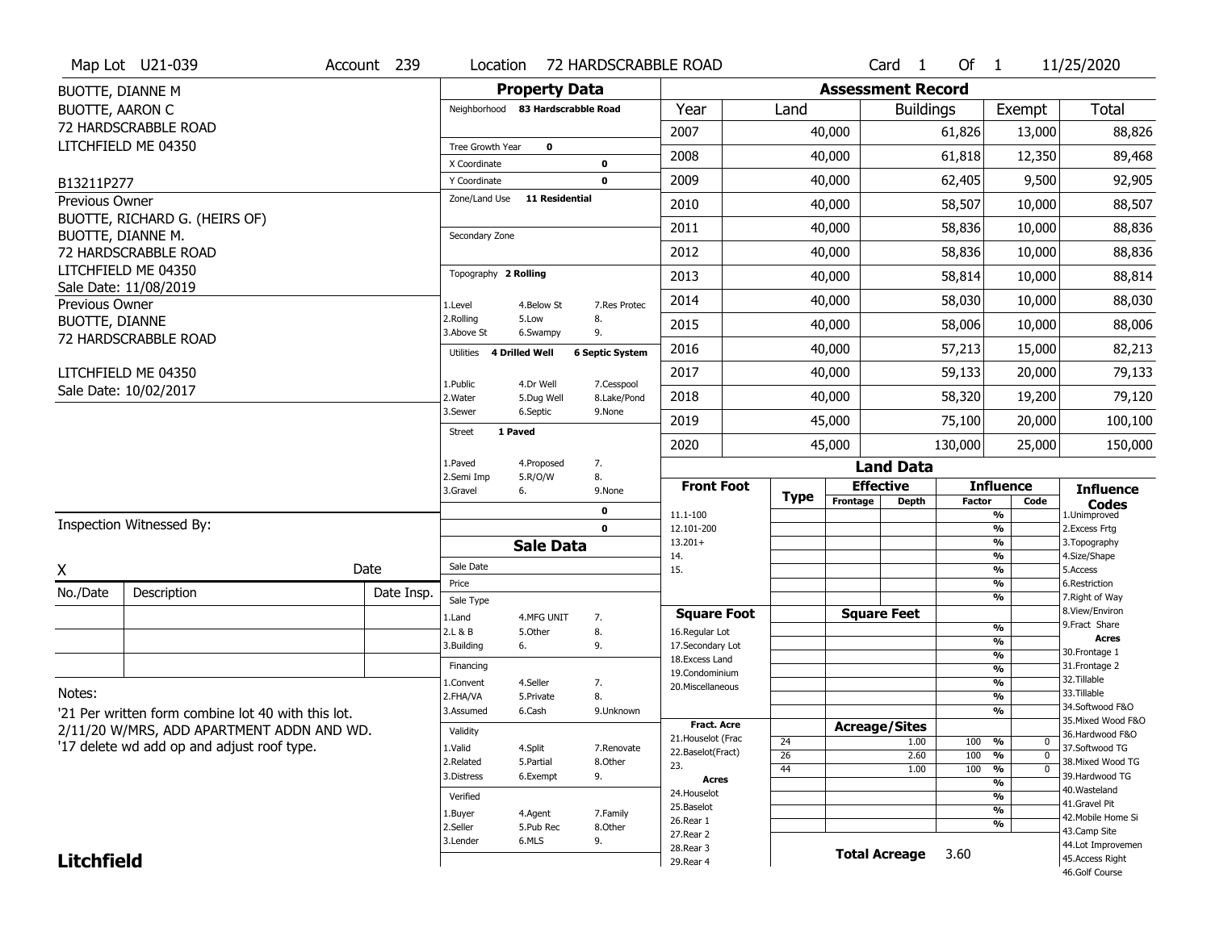Map Lot U21-039 | Account 239 | Location 72 HARDSCRABBLE ROAD | Card 1 Of 1 | 11/25/2020

BUOTTE, DIANNE M
BUOTTE, AARON C
72 HARDSCRABBLE ROAD
LITCHFIELD ME 04350

B13211P277

Previous Owner
BUOTTE, RICHARD G. (HEIRS OF)
BUOTTE, DIANNE M.
72 HARDSCRABBLE ROAD
LITCHFIELD ME 04350
Sale Date: 11/08/2019

Previous Owner
BUOTTE, DIANNE
72 HARDSCRABBLE ROAD
LITCHFIELD ME 04350
Sale Date: 10/02/2017

## Property Data

Neighborhood **83 Hardscrabble Road**

Tree Growth Year **0**
X Coordinate **0**
Y Coordinate **0**
Zone/Land Use **11 Residential**

Secondary Zone

Topography **2 Rolling**

| | | |
|---|---|---|
| 1.Level | 4.Below St | 7.Res Protec |
| 2.Rolling | 5.Low | 8. |
| 3.Above St | 6.Swampy | 9. |

Utilities **4 Drilled Well** **6 Septic System**

| | | |
|---|---|---|
| 1.Public | 4.Dr Well | 7.Cesspool |
| 2.Water | 5.Dug Well | 8.Lake/Pond |
| 3.Sewer | 6.Septic | 9.None |

Street **1 Paved**

| | | |
|---|---|---|
| 1.Paved | 4.Proposed | 7. |
| 2.Semi Imp | 5.R/O/W | 8. |
| 3.Gravel | 6. | 9.None |

**0**
**0**

## Sale Data

Sale Date
Price
Sale Type

| | | |
|---|---|---|
| 1.Land | 4.MFG UNIT | 7. |
| 2.L & B | 5.Other | 8. |
| 3.Building | 6. | 9. |

Financing

| | | |
|---|---|---|
| 1.Convent | 4.Seller | 7. |
| 2.FHA/VA | 5.Private | 8. |
| 3.Assumed | 6.Cash | 9.Unknown |

Validity

| | | |
|---|---|---|
| 1.Valid | 4.Split | 7.Renovate |
| 2.Related | 5.Partial | 8.Other |
| 3.Distress | 6.Exempt | 9. |

Verified

| | | |
|---|---|---|
| 1.Buyer | 4.Agent | 7.Family |
| 2.Seller | 5.Pub Rec | 8.Other |
| 3.Lender | 6.MLS | 9. |

## Assessment Record

| Year | Land | Buildings | Exempt | Total |
|---|---|---|---|---|
| 2007 | 40,000 | 61,826 | 13,000 | 88,826 |
| 2008 | 40,000 | 61,818 | 12,350 | 89,468 |
| 2009 | 40,000 | 62,405 | 9,500 | 92,905 |
| 2010 | 40,000 | 58,507 | 10,000 | 88,507 |
| 2011 | 40,000 | 58,836 | 10,000 | 88,836 |
| 2012 | 40,000 | 58,836 | 10,000 | 88,836 |
| 2013 | 40,000 | 58,814 | 10,000 | 88,814 |
| 2014 | 40,000 | 58,030 | 10,000 | 88,030 |
| 2015 | 40,000 | 58,006 | 10,000 | 88,006 |
| 2016 | 40,000 | 57,213 | 15,000 | 82,213 |
| 2017 | 40,000 | 59,133 | 20,000 | 79,133 |
| 2018 | 40,000 | 58,320 | 19,200 | 79,120 |
| 2019 | 45,000 | 75,100 | 20,000 | 100,100 |
| 2020 | 45,000 | 130,000 | 25,000 | 150,000 |

## Land Data

| Front Foot | Type | Effective Frontage | Effective Depth | Influence Factor | Influence Code |
|---|---|---|---|---|---|
| 11.1-100 | | | | % | |
| 12.101-200 | | | | % | |
| 13.201+ | | | | % | |
| 14. | | | | % | |
| 15. | | | | % | |
| | | | | % | |
| | | | | % | |

| Square Foot | | Square Feet | | |
|---|---|---|---|---|
| 16.Regular Lot | | | % | |
| 17.Secondary Lot | | | % | |
| 18.Excess Land | | | % | |
| 19.Condominium | | | % | |
| 20.Miscellaneous | | | % | |
| | | | % | |
| | | | % | |

| Fract. Acre | Type | Acreage/Sites | Factor | Code |
|---|---|---|---|---|
| 21.Houselot (Frac | 24 | 1.00 | 100 % | 0 |
| 22.Baselot(Fract) | 26 | 2.60 | 100 % | 0 |
| 23. | 44 | 1.00 | 100 % | 0 |
| **Acres** | | | % | |
| 24.Houselot | | | % | |
| 25.Baselot | | | % | |
| 26.Rear 1 | | | % | |
| 27.Rear 2 | | | | |
| 28.Rear 3 | | | | |
| 29.Rear 4 | | | | |

**Total Acreage** 3.60

**Influence Codes**
1.Unimproved
2.Excess Frtg
3.Topography
4.Size/Shape
5.Access
6.Restriction
7.Right of Way
8.View/Environ
9.Fract Share
**Acres**
30.Frontage 1
31.Frontage 2
32.Tillable
33.Tillable
34.Softwood F&O
35.Mixed Wood F&O
36.Hardwood F&O
37.Softwood TG
38.Mixed Wood TG
39.Hardwood TG
40.Wasteland
41.Gravel Pit
42.Mobile Home Si
43.Camp Site
44.Lot Improvemen
45.Access Right
46.Golf Course

Inspection Witnessed By:

X ____________________ Date

| No./Date | Description | Date Insp. |
|---|---|---|
| | | |
| | | |
| | | |

Notes:
'21 Per written form combine lot 40 with this lot.
2/11/20 W/MRS, ADD APARTMENT ADDN AND WD.
'17 delete wd add op and adjust roof type.

**Litchfield**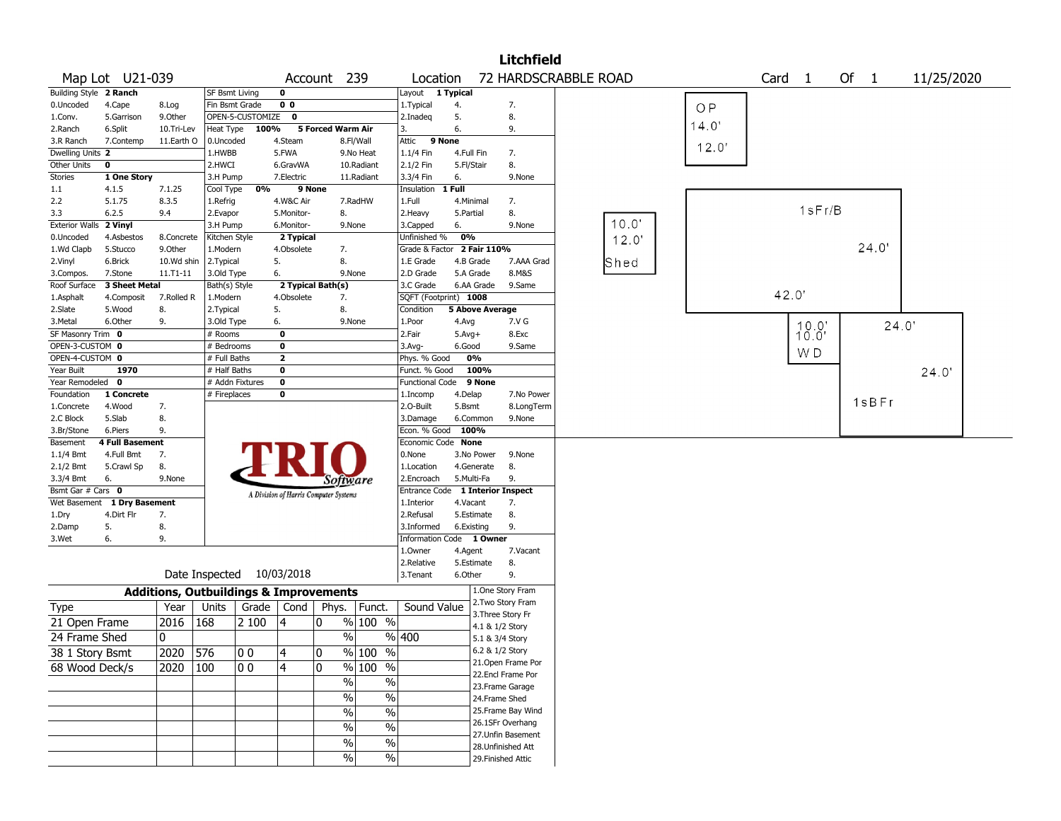# Litchfield

**Map Lot** U21-039 **Account** 239 **Location** 72 HARDSCRABBLE ROAD **Card** 1 **Of** 1 11/25/2020

| Building Style | 2 Ranch | | SF Bsmt Living | 0 | | Layout | 1 Typical | |
|---|---|---|---|---|---|---|---|---|
| 0.Uncoded | 4.Cape | 8.Log | Fin Bsmt Grade | 0 0 | | 1.Typical | 4. | 7. |
| 1.Conv. | 5.Garrison | 9.Other | OPEN-5-CUSTOMIZE | 0 | | 2.Inadeq | 5. | 8. |
| 2.Ranch | 6.Split | 10.Tri-Lev | Heat Type | 100% | 5 Forced Warm Air | 3. | 6. | 9. |
| 3.R Ranch | 7.Contemp | 11.Earth O | 0.Uncoded | 4.Steam | 8.Fl/Wall | Attic | 9 None | |
| Dwelling Units | 2 | | 1.HWBB | 5.FWA | 9.No Heat | 1.1/4 Fin | 4.Full Fin | 7. |
| Other Units | 0 | | 2.HWCI | 6.GravWA | 10.Radiant | 2.1/2 Fin | 5.Fl/Stair | 8. |
| Stories | 1 One Story | | 3.H Pump | 7.Electric | 11.Radiant | 3.3/4 Fin | 6. | 9.None |
| 1.1 | 4.1.5 | 7.1.25 | Cool Type | 0% | 9 None | Insulation | 1 Full | |
| 2.2 | 5.1.75 | 8.3.5 | 1.Refrig | 4.W&C Air | 7.RadHW | 1.Full | 4.Minimal | 7. |
| 3.3 | 6.2.5 | 9.4 | 2.Evapor | 5.Monitor- | 8. | 2.Heavy | 5.Partial | 8. |
| Exterior Walls | 2 Vinyl | | 3.H Pump | 6.Monitor- | 9.None | 3.Capped | 6. | 9.None |
| 0.Uncoded | 4.Asbestos | 8.Concrete | Kitchen Style | 2 Typical | | Unfinished % | 0% | |
| 1.Wd Clapb | 5.Stucco | 9.Other | 1.Modern | 4.Obsolete | 7. | Grade & Factor | 2 Fair 110% | |
| 2.Vinyl | 6.Brick | 10.Wd shin | 2.Typical | 5. | 8. | 1.E Grade | 4.B Grade | 7.AAA Grad |
| 3.Compos. | 7.Stone | 11.T1-11 | 3.Old Type | 6. | 9.None | 2.D Grade | 5.A Grade | 8.M&S |
| Roof Surface | 3 Sheet Metal | | Bath(s) Style | 2 Typical Bath(s) | | 3.C Grade | 6.AA Grade | 9.Same |
| 1.Asphalt | 4.Composit | 7.Rolled R | 1.Modern | 4.Obsolete | 7. | SQFT (Footprint) | 1008 | |
| 2.Slate | 5.Wood | 8. | 2.Typical | 5. | 8. | Condition | 5 Above Average | |
| 3.Metal | 6.Other | 9. | 3.Old Type | 6. | 9.None | 1.Poor | 4.Avg | 7.V G |
| SF Masonry Trim | 0 | | # Rooms | 0 | | 2.Fair | 5.Avg+ | 8.Exc |
| OPEN-3-CUSTOM | 0 | | # Bedrooms | 0 | | 3.Avg- | 6.Good | 9.Same |
| OPEN-4-CUSTOM | 0 | | # Full Baths | 2 | | Phys. % Good | 0% | |
| Year Built | 1970 | | # Half Baths | 0 | | Funct. % Good | 100% | |
| Year Remodeled | 0 | | # Addn Fixtures | 0 | | Functional Code | 9 None | |
| Foundation | 1 Concrete | | # Fireplaces | 0 | | 1.Incomp | 4.Delap | 7.No Power |
| 1.Concrete | 4.Wood | 7. | | | | 2.O-Built | 5.Bsmt | 8.LongTerm |
| 2.C Block | 5.Slab | 8. | | | | 3.Damage | 6.Common | 9.None |
| 3.Br/Stone | 6.Piers | 9. | | | | Econ. % Good | 100% | |
| Basement | 4 Full Basement | | | | | Economic Code | None | |
| 1.1/4 Bmt | 4.Full Bmt | 7. | | | | 0.None | 3.No Power | 9.None |
| 2.1/2 Bmt | 5.Crawl Sp | 8. | | | | 1.Location | 4.Generate | 8. |
| 3.3/4 Bmt | 6. | 9.None | | | | 2.Encroach | 5.Multi-Fa | 9. |
| Bsmt Gar # Cars | 0 | | | | | Entrance Code | 1 Interior Inspect | |
| Wet Basement | 1 Dry Basement | | | | | 1.Interior | 4.Vacant | 7. |
| 1.Dry | 4.Dirt Flr | 7. | | | | 2.Refusal | 5.Estimate | 8. |
| 2.Damp | 5. | 8. | | | | 3.Informed | 6.Existing | 9. |
| 3.Wet | 6. | 9. | | | | Information Code | 1 Owner | |
| | | | | | | 1.Owner | 4.Agent | 7.Vacant |
| | | | | | | 2.Relative | 5.Estimate | 8. |
| | | | | | | 3.Tenant | 6.Other | 9. |

TRIO Software — A Division of Harris Computer Systems

Date Inspected 10/03/2018

## Additions, Outbuildings & Improvements

| Type | Year | Units | Grade | Cond | Phys. | Funct. | Sound Value |
|---|---|---|---|---|---|---|---|
| 21 Open Frame | 2016 | 168 | 2 100 | 4 | 0 % | 100 % | |
| 24 Frame Shed | 0 | | | | % | % | 400 |
| 38 1 Story Bsmt | 2020 | 576 | 0 0 | 4 | 0 % | 100 % | |
| 68 Wood Deck/s | 2020 | 100 | 0 0 | 4 | 0 % | 100 % | |
| | | | | | % | % | |
| | | | | | % | % | |
| | | | | | % | % | |
| | | | | | % | % | |
| | | | | | % | % | |
| | | | | | % | % | |

1.One Story Fram
2.Two Story Fram
3.Three Story Fr
4.1 & 1/2 Story
5.1 & 3/4 Story
6.2 & 1/2 Story
21.Open Frame Por
22.Encl Frame Por
23.Frame Garage
24.Frame Shed
25.Frame Bay Wind
26.1SFr Overhang
27.Unfin Basement
28.Unfinished Att
29.Finished Attic

Sketch labels: OP 14.0' 12.0'; Shed 10.0' 12.0'; 1sFr/B 24.0' 42.0'; WD 10.0' 10.0'; 1sBFr 24.0' 24.0'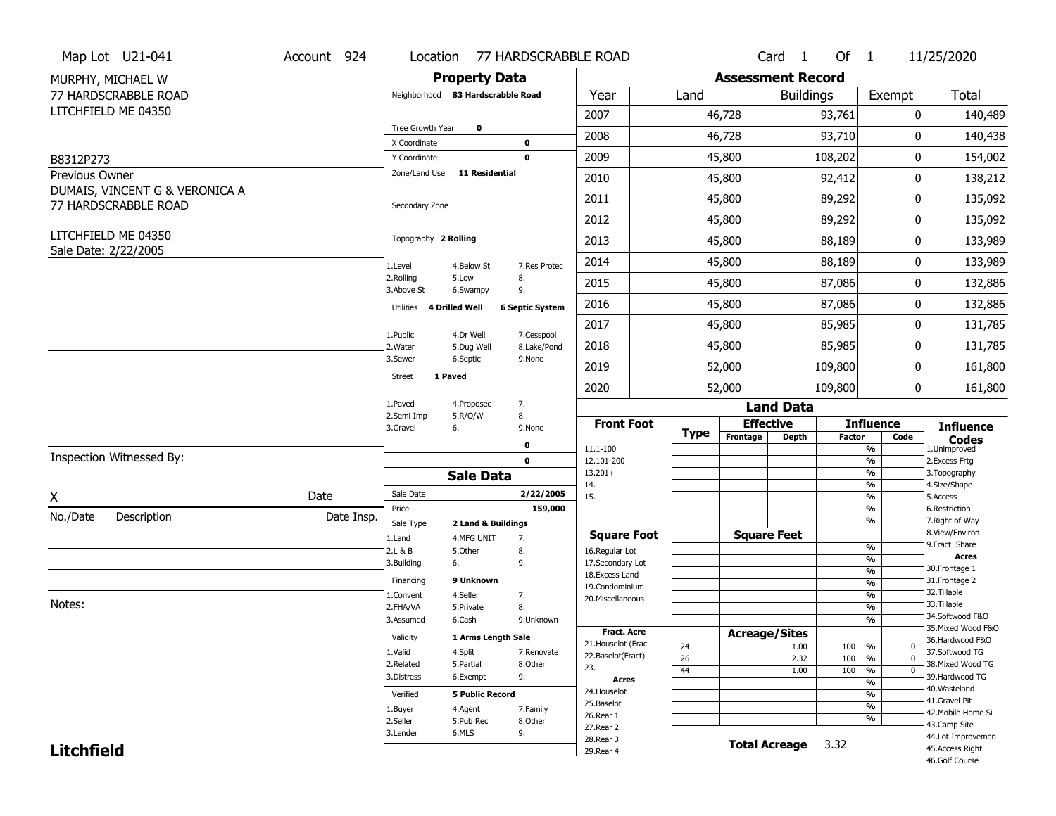Map Lot U21-041 | Account 924 | Location 77 HARDSCRABBLE ROAD | Card 1 Of 1 | 11/25/2020

MURPHY, MICHAEL W
77 HARDSCRABBLE ROAD
LITCHFIELD ME 04350

B8312P273

Previous Owner
DUMAIS, VINCENT G & VERONICA A
77 HARDSCRABBLE ROAD

LITCHFIELD ME 04350
Sale Date: 2/22/2005

## Property Data

Neighborhood **83 Hardscrabble Road**

Tree Growth Year **0**
X Coordinate **0**
Y Coordinate **0**
Zone/Land Use **11 Residential**

Secondary Zone

Topography **2 Rolling**

1.Level 4.Below St 7.Res Protec
2.Rolling 5.Low 8.
3.Above St 6.Swampy 9.

Utilities **4 Drilled Well** **6 Septic System**

1.Public 4.Dr Well 7.Cesspool
2.Water 5.Dug Well 8.Lake/Pond
3.Sewer 6.Septic 9.None

Street **1 Paved**

1.Paved 4.Proposed 7.
2.Semi Imp 5.R/O/W 8.
3.Gravel 6. 9.None

**0**
**0**

## Assessment Record

| Year | Land | Buildings | Exempt | Total |
|---|---|---|---|---|
| 2007 | 46,728 | 93,761 | 0 | 140,489 |
| 2008 | 46,728 | 93,710 | 0 | 140,438 |
| 2009 | 45,800 | 108,202 | 0 | 154,002 |
| 2010 | 45,800 | 92,412 | 0 | 138,212 |
| 2011 | 45,800 | 89,292 | 0 | 135,092 |
| 2012 | 45,800 | 89,292 | 0 | 135,092 |
| 2013 | 45,800 | 88,189 | 0 | 133,989 |
| 2014 | 45,800 | 88,189 | 0 | 133,989 |
| 2015 | 45,800 | 87,086 | 0 | 132,886 |
| 2016 | 45,800 | 87,086 | 0 | 132,886 |
| 2017 | 45,800 | 85,985 | 0 | 131,785 |
| 2018 | 45,800 | 85,985 | 0 | 131,785 |
| 2019 | 52,000 | 109,800 | 0 | 161,800 |
| 2020 | 52,000 | 109,800 | 0 | 161,800 |

## Land Data

| Front Foot | Type | Effective Frontage | Effective Depth | Influence Factor | Influence Code |
|---|---|---|---|---|---|
| 11.1-100 | | | | % | |
| 12.101-200 | | | | % | |
| 13.201+ | | | | % | |
| 14. | | | | % | |
| 15. | | | | % | |
| | | | | % | |
| | | | | % | |

| Square Foot | Square Feet | | |
|---|---|---|---|
| 16.Regular Lot | | % | |
| 17.Secondary Lot | | % | |
| 18.Excess Land | | % | |
| 19.Condominium | | % | |
| 20.Miscellaneous | | % | |
| | | % | |
| | | % | |

| Fract. Acre / Acres | Type | Acreage/Sites | Factor | Code |
|---|---|---|---|---|
| 21.Houselot (Frac | 24 | 1.00 | 100 % | 0 |
| 22.Baselot(Fract) | 26 | 2.32 | 100 % | 0 |
| 23. | 44 | 1.00 | 100 % | 0 |
| 24.Houselot | | | % | |
| 25.Baselot | | | % | |
| 26.Rear 1 | | | % | |
| 27.Rear 2 | | | % | |
| 28.Rear 3 | | | | |
| 29.Rear 4 | | | | |

**Total Acreage** 3.32

**Influence Codes**
1.Unimproved
2.Excess Frtg
3.Topography
4.Size/Shape
5.Access
6.Restriction
7.Right of Way
8.View/Environ
9.Fract Share
**Acres**
30.Frontage 1
31.Frontage 2
32.Tillable
33.Tillable
34.Softwood F&O
35.Mixed Wood F&O
36.Hardwood F&O
37.Softwood TG
38.Mixed Wood TG
39.Hardwood TG
40.Wasteland
41.Gravel Pit
42.Mobile Home Si
43.Camp Site
44.Lot Improvemen
45.Access Right
46.Golf Course

## Sale Data

Sale Date **2/22/2005**
Price **159,000**
Sale Type **2 Land & Buildings**

1.Land 4.MFG UNIT 7.
2.L & B 5.Other 8.
3.Building 6. 9.

Financing **9 Unknown**

1.Convent 4.Seller 7.
2.FHA/VA 5.Private 8.
3.Assumed 6.Cash 9.Unknown

Validity **1 Arms Length Sale**

1.Valid 4.Split 7.Renovate
2.Related 5.Partial 8.Other
3.Distress 6.Exempt 9.

Verified **5 Public Record**

1.Buyer 4.Agent 7.Family
2.Seller 5.Pub Rec 8.Other
3.Lender 6.MLS 9.

Inspection Witnessed By:

X Date

| No./Date | Description | Date Insp. |
|---|---|---|
| | | |
| | | |
| | | |

Notes:

**Litchfield**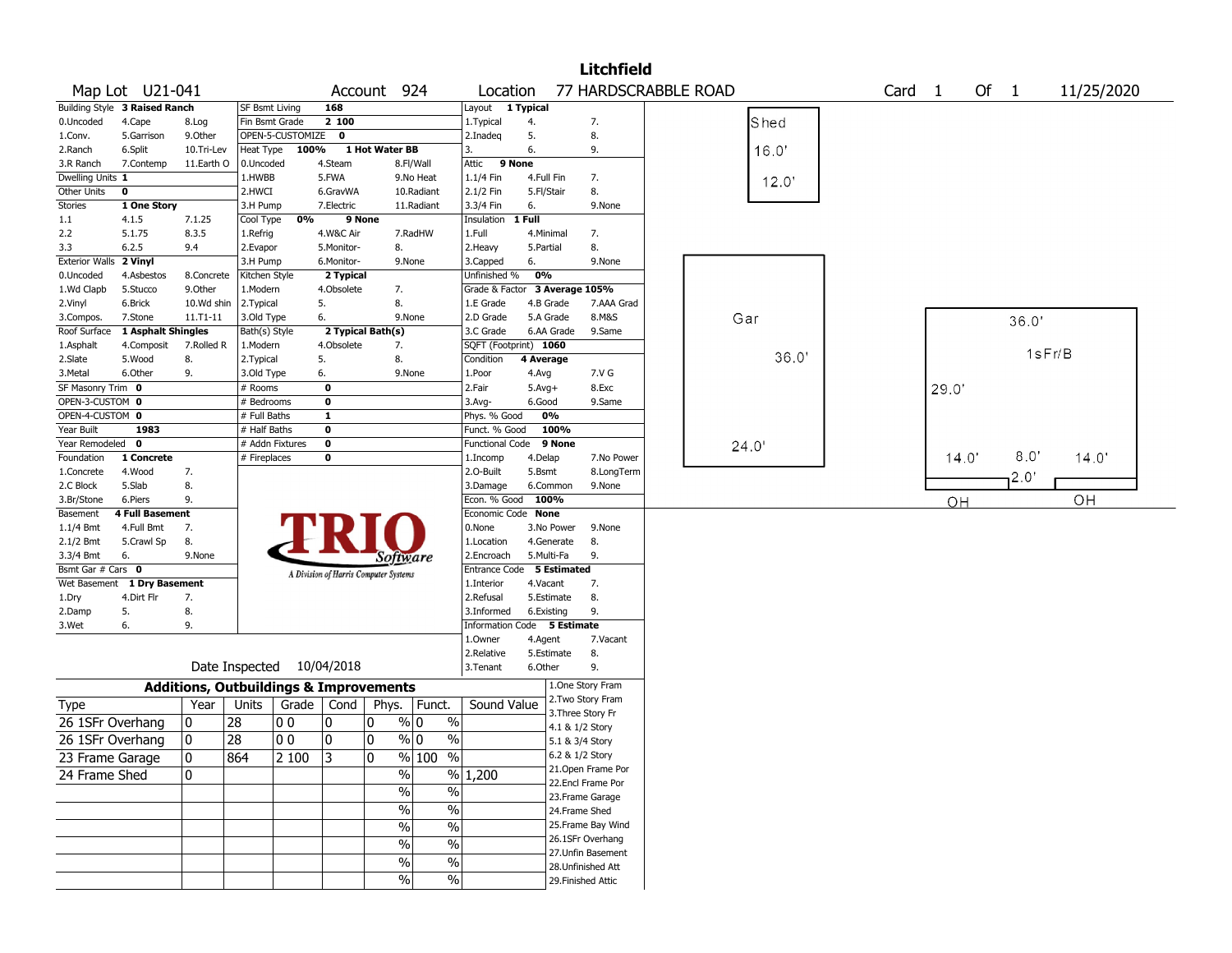# Litchfield

Map Lot U21-041 | Account 924 | Location 77 HARDSCRABBLE ROAD | Card 1 Of 1 | 11/25/2020

| Building Style | 3 Raised Ranch | SF Bsmt Living | 168 | Layout | 1 Typical |
|---|---|---|---|---|---|
| 0.Uncoded 4.Cape 8.Log | | Fin Bsmt Grade | 2 100 | 1.Typical 4. 7. | |
| 1.Conv. 5.Garrison 9.Other | | OPEN-5-CUSTOMIZE | 0 | 2.Inadeq 5. 8. | |
| 2.Ranch 6.Split 10.Tri-Lev | | Heat Type 100% | 1 Hot Water BB | 3. 6. 9. | |
| 3.R Ranch 7.Contemp 11.Earth O | | 0.Uncoded 4.Steam 8.Fl/Wall | | Attic | 9 None |
| Dwelling Units | 1 | 1.HWBB 5.FWA 9.No Heat | | 1.1/4 Fin 4.Full Fin 7. | |
| Other Units | 0 | 2.HWCI 6.GravWA 10.Radiant | | 2.1/2 Fin 5.Fl/Stair 8. | |
| Stories | 1 One Story | 3.H Pump 7.Electric 11.Radiant | | 3.3/4 Fin 6. 9.None | |
| 1.1 4.1.5 7.1.25 | | Cool Type 0% | 9 None | Insulation | 1 Full |
| 2.2 5.1.75 8.3.5 | | 1.Refrig 4.W&C Air 7.RadHW | | 1.Full 4.Minimal 7. | |
| 3.3 6.2.5 9.4 | | 2.Evapor 5.Monitor- 8. | | 2.Heavy 5.Partial 8. | |
| Exterior Walls | 2 Vinyl | 3.H Pump 6.Monitor- 9.None | | 3.Capped 6. 9.None | |
| 0.Uncoded 4.Asbestos 8.Concrete | | Kitchen Style | 2 Typical | Unfinished % | 0% |
| 1.Wd Clapb 5.Stucco 9.Other | | 1.Modern 4.Obsolete 7. | | Grade & Factor | 3 Average 105% |
| 2.Vinyl 6.Brick 10.Wd shin | | 2.Typical 5. 8. | | 1.E Grade 4.B Grade 7.AAA Grad | |
| 3.Compos. 7.Stone 11.T1-11 | | 3.Old Type 6. 9.None | | 2.D Grade 5.A Grade 8.M&S | |
| Roof Surface | 1 Asphalt Shingles | Bath(s) Style | 2 Typical Bath(s) | 3.C Grade 6.AA Grade 9.Same | |
| 1.Asphalt 4.Composit 7.Rolled R | | 1.Modern 4.Obsolete 7. | | SQFT (Footprint) | 1060 |
| 2.Slate 5.Wood 8. | | 2.Typical 5. 8. | | Condition | 4 Average |
| 3.Metal 6.Other 9. | | 3.Old Type 6. 9.None | | 1.Poor 4.Avg 7.V G | |
| SF Masonry Trim | 0 | # Rooms | 0 | 2.Fair 5.Avg+ 8.Exc | |
| OPEN-3-CUSTOM | 0 | # Bedrooms | 0 | 3.Avg- 6.Good 9.Same | |
| OPEN-4-CUSTOM | 0 | # Full Baths | 1 | Phys. % Good | 0% |
| Year Built | 1983 | # Half Baths | 0 | Funct. % Good | 100% |
| Year Remodeled | 0 | # Addn Fixtures | 0 | Functional Code | 9 None |
| Foundation | 1 Concrete | # Fireplaces | 0 | 1.Incomp 4.Delap 7.No Power | |
| 1.Concrete 4.Wood 7. | | | | 2.O-Built 5.Bsmt 8.LongTerm | |
| 2.C Block 5.Slab 8. | | | | 3.Damage 6.Common 9.None | |
| 3.Br/Stone 6.Piers 9. | | | | Econ. % Good | 100% |
| Basement | 4 Full Basement | | | Economic Code | None |
| 1.1/4 Bmt 4.Full Bmt 7. | | | | 0.None 3.No Power 9.None | |
| 2.1/2 Bmt 5.Crawl Sp 8. | | | | 1.Location 4.Generate 8. | |
| 3.3/4 Bmt 6. 9.None | | | | 2.Encroach 5.Multi-Fa 9. | |
| Bsmt Gar # Cars | 0 | | | Entrance Code | 5 Estimated |
| Wet Basement | 1 Dry Basement | | | 1.Interior 4.Vacant 7. | |
| 1.Dry 4.Dirt Flr 7. | | | | 2.Refusal 5.Estimate 8. | |
| 2.Damp 5. 8. | | | | 3.Informed 6.Existing 9. | |
| 3.Wet 6. 9. | | | | Information Code | 5 Estimate |
| | | | | 1.Owner 4.Agent 7.Vacant | |
| | | | | 2.Relative 5.Estimate 8. | |
| | | Date Inspected | 10/04/2018 | 3.Tenant 6.Other 9. | |

TRIO Software — A Division of Harris Computer Systems

## Additions, Outbuildings & Improvements

| Type | Year | Units | Grade | Cond | Phys. | Funct. | Sound Value |
|---|---|---|---|---|---|---|---|
| 26 1SFr Overhang | 0 | 28 | 0 0 | 0 | 0 % | 0 % | |
| 26 1SFr Overhang | 0 | 28 | 0 0 | 0 | 0 % | 0 % | |
| 23 Frame Garage | 0 | 864 | 2 100 | 3 | 0 % | 100 % | |
| 24 Frame Shed | 0 | | | | % | % | 1,200 |
| | | | | | % | % | |
| | | | | | % | % | |
| | | | | | % | % | |
| | | | | | % | % | |
| | | | | | % | % | |
| | | | | | % | % | |

1.One Story Fram, 2.Two Story Fram, 3.Three Story Fr, 4.1 & 1/2 Story, 5.1 & 3/4 Story, 6.2 & 1/2 Story, 21.Open Frame Por, 22.Encl Frame Por, 23.Frame Garage, 24.Frame Shed, 25.Frame Bay Wind, 26.1SFr Overhang, 27.Unfin Basement, 28.Unfinished Att, 29.Finished Attic

Sketch: Shed 16.0' × 12.0'; Gar 36.0' × 24.0'; 1sFr/B 36.0' × 29.0' (14.0', 8.0', 14.0', 2.0'); OH, OH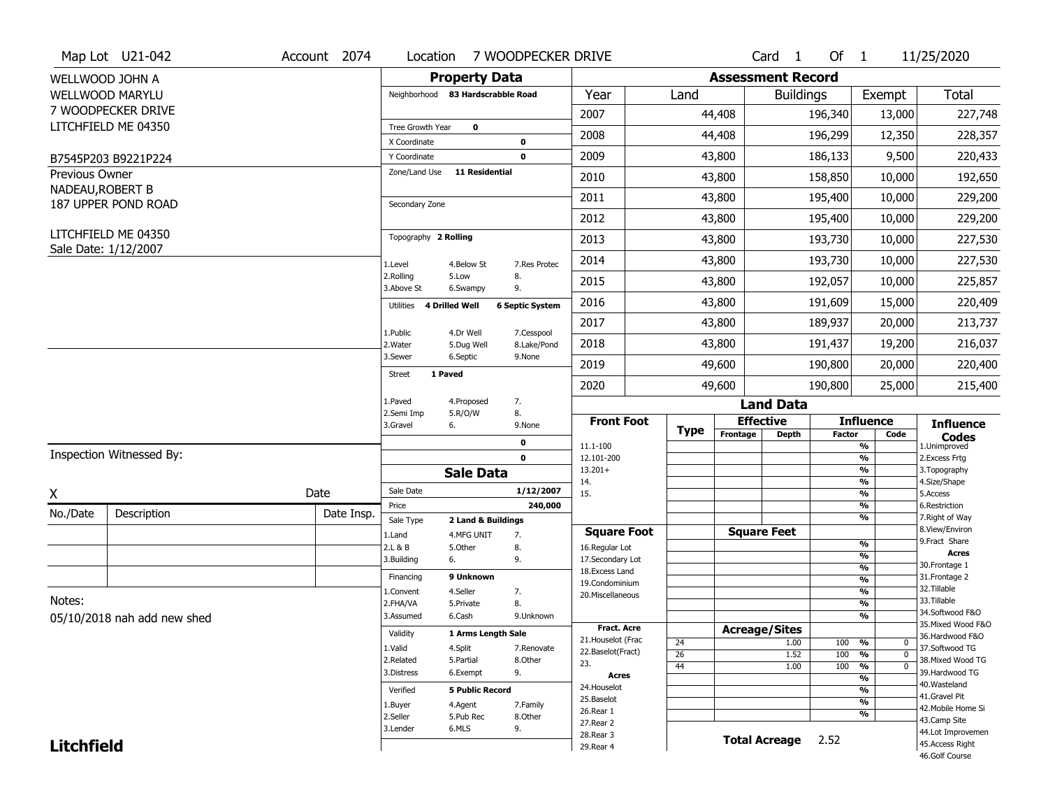Map Lot U21-042 | Account 2074 | Location 7 WOODPECKER DRIVE | Card 1 Of 1 | 11/25/2020

WELLWOOD JOHN A
WELLWOOD MARYLU
7 WOODPECKER DRIVE
LITCHFIELD ME 04350

B7545P203 B9221P224

Previous Owner
NADEAU,ROBERT B
187 UPPER POND ROAD

LITCHFIELD ME 04350
Sale Date: 1/12/2007

## Property Data

Neighborhood **83 Hardscrabble Road**

Tree Growth Year **0**
X Coordinate **0**
Y Coordinate **0**
Zone/Land Use **11 Residential**

Secondary Zone

Topography **2 Rolling**

1.Level 4.Below St 7.Res Protec
2.Rolling 5.Low 8.
3.Above St 6.Swampy 9.

Utilities **4 Drilled Well** **6 Septic System**

1.Public 4.Dr Well 7.Cesspool
2.Water 5.Dug Well 8.Lake/Pond
3.Sewer 6.Septic 9.None

Street **1 Paved**

1.Paved 4.Proposed 7.
2.Semi Imp 5.R/O/W 8.
3.Gravel 6. 9.None

**0**
**0**

## Assessment Record

| Year | Land | Buildings | Exempt | Total |
|---|---|---|---|---|
| 2007 | 44,408 | 196,340 | 13,000 | 227,748 |
| 2008 | 44,408 | 196,299 | 12,350 | 228,357 |
| 2009 | 43,800 | 186,133 | 9,500 | 220,433 |
| 2010 | 43,800 | 158,850 | 10,000 | 192,650 |
| 2011 | 43,800 | 195,400 | 10,000 | 229,200 |
| 2012 | 43,800 | 195,400 | 10,000 | 229,200 |
| 2013 | 43,800 | 193,730 | 10,000 | 227,530 |
| 2014 | 43,800 | 193,730 | 10,000 | 227,530 |
| 2015 | 43,800 | 192,057 | 10,000 | 225,857 |
| 2016 | 43,800 | 191,609 | 15,000 | 220,409 |
| 2017 | 43,800 | 189,937 | 20,000 | 213,737 |
| 2018 | 43,800 | 191,437 | 19,200 | 216,037 |
| 2019 | 49,600 | 190,800 | 20,000 | 220,400 |
| 2020 | 49,600 | 190,800 | 25,000 | 215,400 |

Inspection Witnessed By:

X Date

| No./Date | Description | Date Insp. |
|---|---|---|
| | | |
| | | |
| | | |

Notes:
05/10/2018 nah add new shed

## Sale Data

Sale Date **1/12/2007**
Price **240,000**
Sale Type **2 Land & Buildings**

1.Land 4.MFG UNIT 7.
2.L & B 5.Other 8.
3.Building 6. 9.

Financing **9 Unknown**

1.Convent 4.Seller 7.
2.FHA/VA 5.Private 8.
3.Assumed 6.Cash 9.Unknown

Validity **1 Arms Length Sale**

1.Valid 4.Split 7.Renovate
2.Related 5.Partial 8.Other
3.Distress 6.Exempt 9.

Verified **5 Public Record**

1.Buyer 4.Agent 7.Family
2.Seller 5.Pub Rec 8.Other
3.Lender 6.MLS 9.

## Land Data

**Front Foot**: 11.1-100, 12.101-200, 13.201+, 14., 15.

**Square Foot**: 16.Regular Lot, 17.Secondary Lot, 18.Excess Land, 19.Condominium, 20.Miscellaneous

**Fract. Acre**: 21.Houselot (Frac, 22.Baselot(Fract), 23.

**Acres**: 24.Houselot, 25.Baselot, 26.Rear 1, 27.Rear 2, 28.Rear 3, 29.Rear 4

### Acreage/Sites

| Type | Acreage/Sites | Influence Factor | Code |
|---|---|---|---|
| 24 | 1.00 | 100 % | 0 |
| 26 | 1.52 | 100 % | 0 |
| 44 | 1.00 | 100 % | 0 |

**Total Acreage** 2.52

**Influence Codes**
1.Unimproved
2.Excess Frtg
3.Topography
4.Size/Shape
5.Access
6.Restriction
7.Right of Way
8.View/Environ
9.Fract Share

**Acres**
30.Frontage 1
31.Frontage 2
32.Tillable
33.Tillable
34.Softwood F&O
35.Mixed Wood F&O
36.Hardwood F&O
37.Softwood TG
38.Mixed Wood TG
39.Hardwood TG
40.Wasteland
41.Gravel Pit
42.Mobile Home Si
43.Camp Site
44.Lot Improvemen
45.Access Right
46.Golf Course

**Litchfield**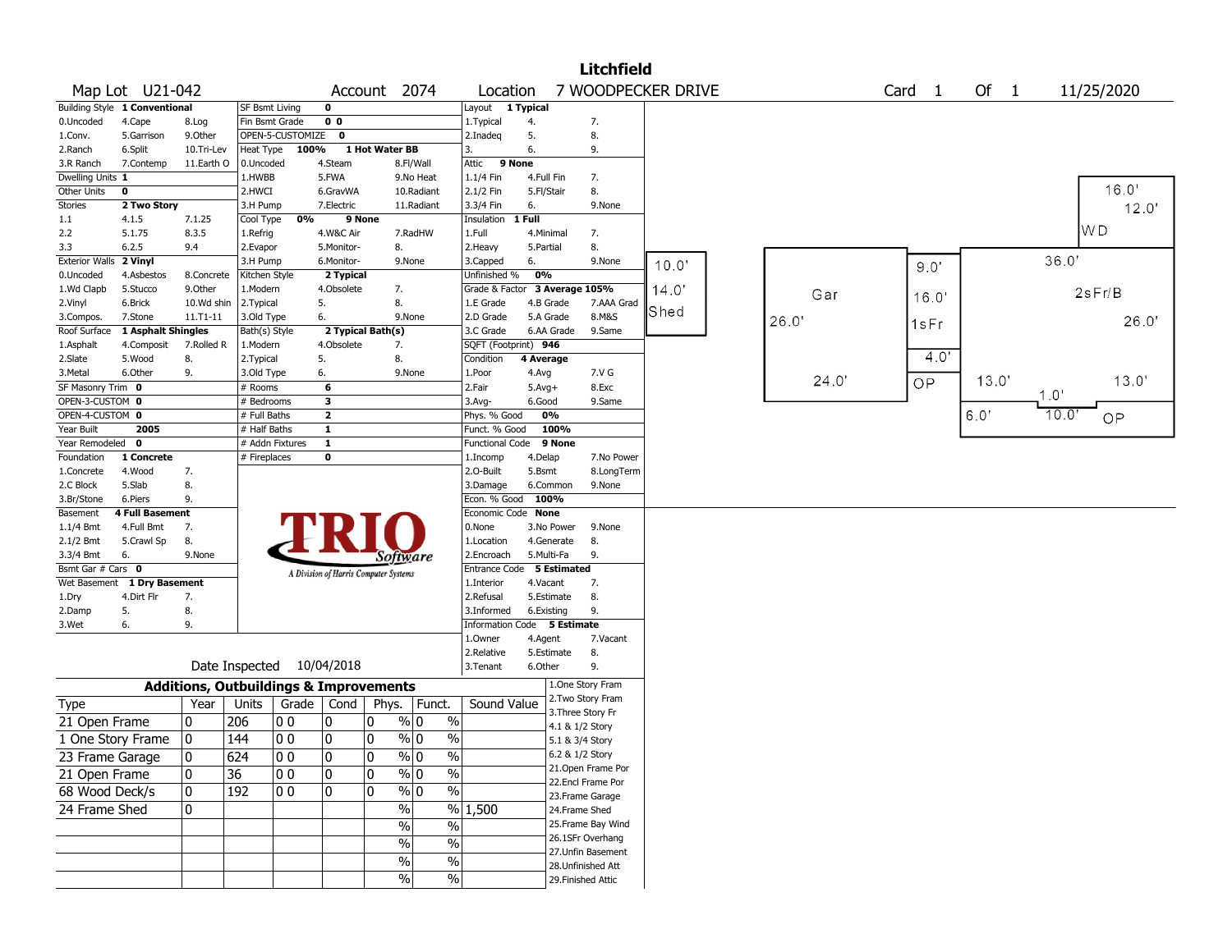# Litchfield

**Map Lot** U21-042 **Account** 2074 **Location** 7 WOODPECKER DRIVE **Card** 1 **Of** 1 11/25/2020

| Field | Value | Field | Value | Field | Value |
|---|---|---|---|---|---|
| Building Style | 1 Conventional | SF Bsmt Living | 0 | Layout | 1 Typical |
| Dwelling Units | 1 | Fin Bsmt Grade | 0 0 | Attic | 9 None |
| Other Units | 0 | OPEN-5-CUSTOMIZE | 0 | Insulation | 1 Full |
| Stories | 2 Two Story | Heat Type | 100% 1 Hot Water BB | Unfinished % | 0% |
| Exterior Walls | 2 Vinyl | Cool Type | 0% 9 None | Grade & Factor | 3 Average 105% |
| Roof Surface | 1 Asphalt Shingles | Kitchen Style | 2 Typical | SQFT (Footprint) | 946 |
| SF Masonry Trim | 0 | Bath(s) Style | 2 Typical Bath(s) | Condition | 4 Average |
| OPEN-3-CUSTOM | 0 | # Rooms | 6 | Phys. % Good | 0% |
| OPEN-4-CUSTOM | 0 | # Bedrooms | 3 | Funct. % Good | 100% |
| Year Built | 2005 | # Full Baths | 2 | Functional Code | 9 None |
| Year Remodeled | 0 | # Half Baths | 1 | Econ. % Good | 100% |
| Foundation | 1 Concrete | # Addn Fixtures | 1 | Economic Code | None |
| Basement | 4 Full Basement | # Fireplaces | 0 | Entrance Code | 5 Estimated |
| Bsmt Gar # Cars | 0 | | | Information Code | 5 Estimate |
| Wet Basement | 1 Dry Basement | | | | |

Building Style codes: 0.Uncoded, 1.Conv., 2.Ranch, 3.R Ranch, 4.Cape, 5.Garrison, 6.Split, 7.Contemp, 8.Log, 9.Other, 10.Tri-Lev, 11.Earth O

Stories codes: 1.1, 2.2, 3.3, 4.1.5, 5.1.75, 6.2.5, 7.1.25, 8.3.5, 9.4

Exterior Walls codes: 0.Uncoded, 1.Wd Clapb, 2.Vinyl, 3.Compos., 4.Asbestos, 5.Stucco, 6.Brick, 7.Stone, 8.Concrete, 9.Other, 10.Wd shin, 11.T1-11

Roof Surface codes: 1.Asphalt, 2.Slate, 3.Metal, 4.Composit, 5.Wood, 6.Other, 7.Rolled R, 8., 9.

Foundation codes: 1.Concrete, 2.C Block, 3.Br/Stone, 4.Wood, 5.Slab, 6.Piers, 7., 8., 9.

Basement codes: 1.1/4 Bmt, 2.1/2 Bmt, 3.3/4 Bmt, 4.Full Bmt, 5.Crawl Sp, 6., 7., 8., 9.None

Wet Basement codes: 1.Dry, 2.Damp, 3.Wet, 4.Dirt Flr, 5., 6., 7., 8., 9.

Heat Type codes: 0.Uncoded, 1.HWBB, 2.HWCI, 3.H Pump, 4.Steam, 5.FWA, 6.GravWA, 7.Electric, 8.Fl/Wall, 9.No Heat, 10.Radiant, 11.Radiant

Cool Type codes: 1.Refrig, 2.Evapor, 3.H Pump, 4.W&C Air, 5.Monitor-, 6.Monitor-, 7.RadHW, 8., 9.None

Kitchen Style codes: 1.Modern, 2.Typical, 3.Old Type, 4.Obsolete, 5., 6., 7., 8., 9.None

Bath(s) Style codes: 1.Modern, 2.Typical, 3.Old Type, 4.Obsolete, 5., 6., 7., 8., 9.None

Layout codes: 1.Typical, 2.Inadeq, 3., 4., 5., 6., 7., 8., 9.

Attic codes: 1.1/4 Fin, 2.1/2 Fin, 3.3/4 Fin, 4.Full Fin, 5.Fl/Stair, 6., 7., 8., 9.None

Insulation codes: 1.Full, 2.Heavy, 3.Capped, 4.Minimal, 5.Partial, 6., 7., 8., 9.None

Grade codes: 1.E Grade, 2.D Grade, 3.C Grade, 4.B Grade, 5.A Grade, 6.AA Grade, 7.AAA Grad, 8.M&S, 9.Same

Condition codes: 1.Poor, 2.Fair, 3.Avg-, 4.Avg, 5.Avg+, 6.Good, 7.V G, 8.Exc, 9.Same

Functional codes: 1.Incomp, 2.O-Built, 3.Damage, 4.Delap, 5.Bsmt, 6.Common, 7.No Power, 8.LongTerm, 9.None

Economic codes: 0.None, 1.Location, 2.Encroach, 3.No Power, 4.Generate, 5.Multi-Fa, 8., 9.None

Entrance codes: 1.Interior, 2.Refusal, 3.Informed, 4.Vacant, 5.Estimate, 6.Existing, 7., 8., 9.

Information codes: 1.Owner, 2.Relative, 3.Tenant, 4.Agent, 5.Estimate, 6.Other, 7.Vacant, 8., 9.

TRIO Software — A Division of Harris Computer Systems

Date Inspected 10/04/2018

## Additions, Outbuildings & Improvements

| Type | Year | Units | Grade | Cond | Phys. | Funct. | Sound Value |
|---|---|---|---|---|---|---|---|
| 21 Open Frame | 0 | 206 | 0 0 | 0 | 0 % | 0 % | |
| 1 One Story Frame | 0 | 144 | 0 0 | 0 | 0 % | 0 % | |
| 23 Frame Garage | 0 | 624 | 0 0 | 0 | 0 % | 0 % | |
| 21 Open Frame | 0 | 36 | 0 0 | 0 | 0 % | 0 % | |
| 68 Wood Deck/s | 0 | 192 | 0 0 | 0 | 0 % | 0 % | |
| 24 Frame Shed | 0 | | | | % | % | 1,500 |
| | | | | | % | % | |
| | | | | | % | % | |
| | | | | | % | % | |
| | | | | | % | % | |

Type codes: 1.One Story Fram, 2.Two Story Fram, 3.Three Story Fr, 4.1 & 1/2 Story, 5.1 & 3/4 Story, 6.2 & 1/2 Story, 21.Open Frame Por, 22.Encl Frame Por, 23.Frame Garage, 24.Frame Shed, 25.Frame Bay Wind, 26.1SFr Overhang, 27.Unfin Basement, 28.Unfinished Att, 29.Finished Attic

Sketch labels: Shed 10.0' x 14.0'; Gar 26.0' x 24.0'; 1sFr 9.0' x 16.0'; OP 4.0'; WD 16.0' x 12.0'; 2sFr/B 36.0' x 26.0'; 13.0'; 13.0'; 1.0'; 6.0'; 10.0'; OP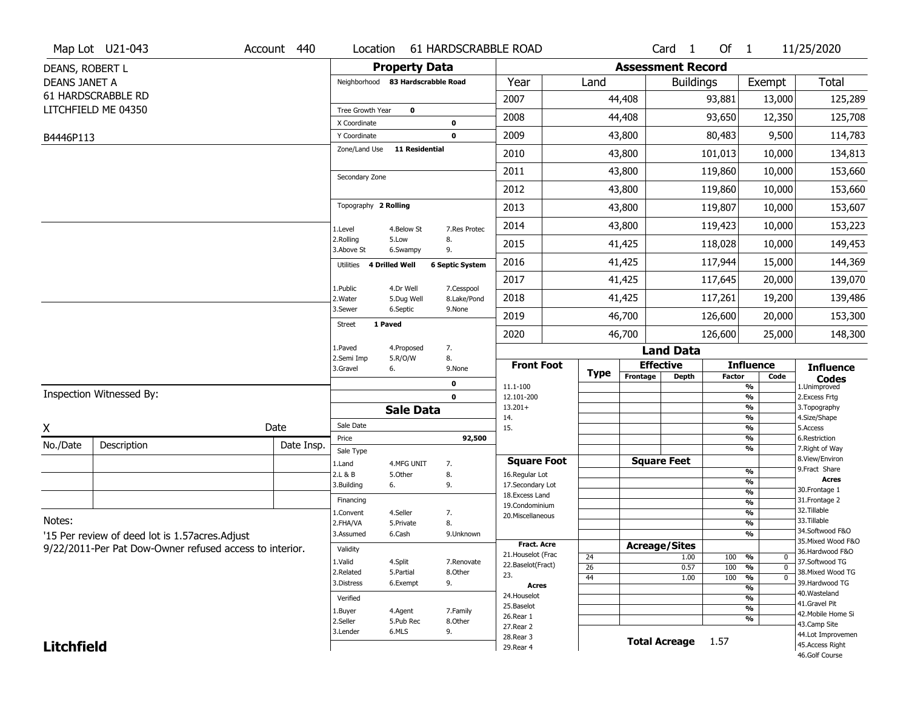Map Lot U21-043 | Account 440 | Location 61 HARDSCRABBLE ROAD | Card 1 Of 1 | 11/25/2020

DEANS, ROBERT L
DEANS JANET A
61 HARDSCRABBLE RD
LITCHFIELD ME 04350

B4446P113

## Property Data

Neighborhood **83 Hardscrabble Road**

Tree Growth Year **0**
X Coordinate **0**
Y Coordinate **0**
Zone/Land Use **11 Residential**

Secondary Zone

Topography **2 Rolling**

| | | |
|---|---|---|
| 1.Level | 4.Below St | 7.Res Protec |
| 2.Rolling | 5.Low | 8. |
| 3.Above St | 6.Swampy | 9. |

Utilities **4 Drilled Well** **6 Septic System**

| | | |
|---|---|---|
| 1.Public | 4.Dr Well | 7.Cesspool |
| 2.Water | 5.Dug Well | 8.Lake/Pond |
| 3.Sewer | 6.Septic | 9.None |

Street **1 Paved**

| | | |
|---|---|---|
| 1.Paved | 4.Proposed | 7. |
| 2.Semi Imp | 5.R/O/W | 8. |
| 3.Gravel | 6. | 9.None |

**0**
**0**

## Sale Data

Sale Date
Price **92,500**
Sale Type

| | | |
|---|---|---|
| 1.Land | 4.MFG UNIT | 7. |
| 2.L & B | 5.Other | 8. |
| 3.Building | 6. | 9. |

Financing

| | | |
|---|---|---|
| 1.Convent | 4.Seller | 7. |
| 2.FHA/VA | 5.Private | 8. |
| 3.Assumed | 6.Cash | 9.Unknown |

Validity

| | | |
|---|---|---|
| 1.Valid | 4.Split | 7.Renovate |
| 2.Related | 5.Partial | 8.Other |
| 3.Distress | 6.Exempt | 9. |

Verified

| | | |
|---|---|---|
| 1.Buyer | 4.Agent | 7.Family |
| 2.Seller | 5.Pub Rec | 8.Other |
| 3.Lender | 6.MLS | 9. |

## Assessment Record

| Year | Land | Buildings | Exempt | Total |
|---|---|---|---|---|
| 2007 | 44,408 | 93,881 | 13,000 | 125,289 |
| 2008 | 44,408 | 93,650 | 12,350 | 125,708 |
| 2009 | 43,800 | 80,483 | 9,500 | 114,783 |
| 2010 | 43,800 | 101,013 | 10,000 | 134,813 |
| 2011 | 43,800 | 119,860 | 10,000 | 153,660 |
| 2012 | 43,800 | 119,860 | 10,000 | 153,660 |
| 2013 | 43,800 | 119,807 | 10,000 | 153,607 |
| 2014 | 43,800 | 119,423 | 10,000 | 153,223 |
| 2015 | 41,425 | 118,028 | 10,000 | 149,453 |
| 2016 | 41,425 | 117,944 | 15,000 | 144,369 |
| 2017 | 41,425 | 117,645 | 20,000 | 139,070 |
| 2018 | 41,425 | 117,261 | 19,200 | 139,486 |
| 2019 | 46,700 | 126,600 | 20,000 | 153,300 |
| 2020 | 46,700 | 126,600 | 25,000 | 148,300 |

## Land Data

| Front Foot | Type | Effective Frontage | Effective Depth | Influence Factor | Influence Code |
|---|---|---|---|---|---|
| 11.1-100 | | | | % | |
| 12.101-200 | | | | % | |
| 13.201+ | | | | % | |
| 14. | | | | % | |
| 15. | | | | % | |
| | | | | % | |
| | | | | % | |

| Square Foot | | Square Feet | Influence Factor | Code |
|---|---|---|---|---|
| 16.Regular Lot | | | % | |
| 17.Secondary Lot | | | % | |
| 18.Excess Land | | | % | |
| 19.Condominium | | | % | |
| 20.Miscellaneous | | | % | |
| | | | % | |
| | | | % | |

| Fract. Acre | Type | Acreage/Sites | Influence Factor | Code |
|---|---|---|---|---|
| 21.Houselot (Frac | 24 | 1.00 | 100 % | 0 |
| 22.Baselot(Fract) | 26 | 0.57 | 100 % | 0 |
| 23. | 44 | 1.00 | 100 % | 0 |
| **Acres** | | | % | |
| 24.Houselot | | | % | |
| 25.Baselot | | | % | |
| 26.Rear 1 | | | % | |
| 27.Rear 2 | | | | |
| 28.Rear 3 | | | | |
| 29.Rear 4 | | | | |

**Total Acreage** 1.57

**Influence Codes**
1.Unimproved
2.Excess Frtg
3.Topography
4.Size/Shape
5.Access
6.Restriction
7.Right of Way
8.View/Environ
9.Fract Share
**Acres**
30.Frontage 1
31.Frontage 2
32.Tillable
33.Tillable
34.Softwood F&O
35.Mixed Wood F&O
36.Hardwood F&O
37.Softwood TG
38.Mixed Wood TG
39.Hardwood TG
40.Wasteland
41.Gravel Pit
42.Mobile Home Si
43.Camp Site
44.Lot Improvemen
45.Access Right
46.Golf Course

Inspection Witnessed By:

X ______________________ Date

| No./Date | Description | Date Insp. |
|---|---|---|
| | | |
| | | |
| | | |

Notes:
'15 Per review of deed lot is 1.57acres.Adjust
9/22/2011-Per Pat Dow-Owner refused access to interior.

**Litchfield**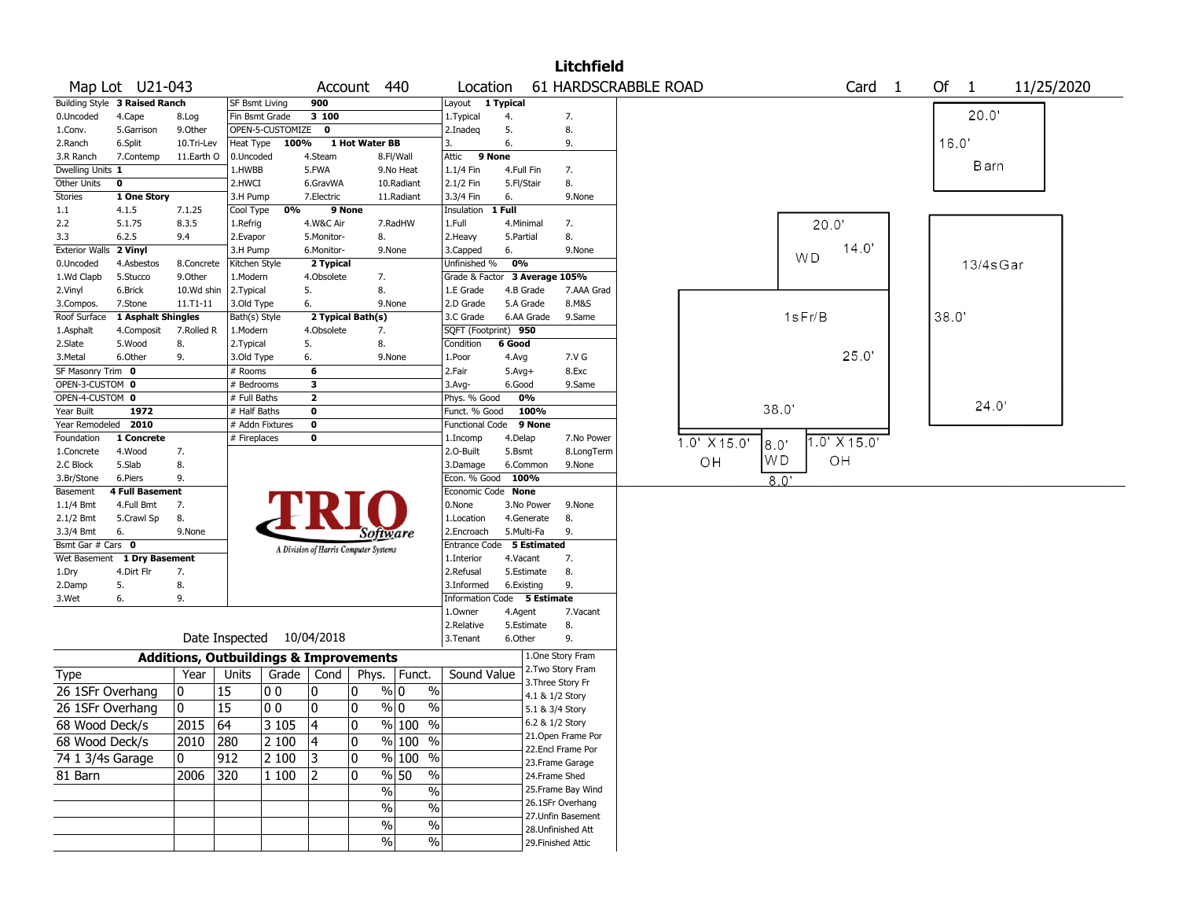# Litchfield

**Map Lot** U21-043 **Account** 440 **Location** 61 HARDSCRABBLE ROAD **Card** 1 **Of** 1 11/25/2020

| | | | |
|---|---|---|---|
| Building Style | 3 Raised Ranch | SF Bsmt Living | 900 |
| 0.Uncoded 4.Cape 8.Log | | Fin Bsmt Grade | 3 100 |
| 1.Conv. 5.Garrison 9.Other | | OPEN-5-CUSTOMIZE | 0 |
| 2.Ranch 6.Split 10.Tri-Lev | | Heat Type 100% | 1 Hot Water BB |
| 3.R Ranch 7.Contemp 11.Earth O | | 0.Uncoded 4.Steam 8.Fl/Wall | |
| Dwelling Units | 1 | 1.HWBB 5.FWA 9.No Heat | |
| Other Units | 0 | 2.HWCI 6.GravWA 10.Radiant | |
| Stories | 1 One Story | 3.H Pump 7.Electric 11.Radiant | |
| 1.1 4.1.5 7.1.25 | | Cool Type 0% | 9 None |
| 2.2 5.1.75 8.3.5 | | 1.Refrig 4.W&C Air 7.RadHW | |
| 3.3 6.2.5 9.4 | | 2.Evapor 5.Monitor- 8. | |
| Exterior Walls | 2 Vinyl | 3.H Pump 6.Monitor- 9.None | |
| 0.Uncoded 4.Asbestos 8.Concrete | | Kitchen Style | 2 Typical |
| 1.Wd Clapb 5.Stucco 9.Other | | 1.Modern 4.Obsolete 7. | |
| 2.Vinyl 6.Brick 10.Wd shin | | 2.Typical 5. 8. | |
| 3.Compos. 7.Stone 11.T1-11 | | 3.Old Type 6. 9.None | |
| Roof Surface | 1 Asphalt Shingles | Bath(s) Style | 2 Typical Bath(s) |
| 1.Asphalt 4.Composit 7.Rolled R | | 1.Modern 4.Obsolete 7. | |
| 2.Slate 5.Wood 8. | | 2.Typical 5. 8. | |
| 3.Metal 6.Other 9. | | 3.Old Type 6. 9.None | |
| SF Masonry Trim | 0 | # Rooms | 6 |
| OPEN-3-CUSTOM | 0 | # Bedrooms | 3 |
| OPEN-4-CUSTOM | 0 | # Full Baths | 2 |
| Year Built | 1972 | # Half Baths | 0 |
| Year Remodeled | 2010 | # Addn Fixtures | 0 |
| Foundation | 1 Concrete | # Fireplaces | 0 |
| 1.Concrete 4.Wood 7. | | | |
| 2.C Block 5.Slab 8. | | | |
| 3.Br/Stone 6.Piers 9. | | | |
| Basement | 4 Full Basement | | |
| 1.1/4 Bmt 4.Full Bmt 7. | | | |
| 2.1/2 Bmt 5.Crawl Sp 8. | | | |
| 3.3/4 Bmt 6. 9.None | | | |
| Bsmt Gar # Cars | 0 | | |
| Wet Basement | 1 Dry Basement | | |
| 1.Dry 4.Dirt Flr 7. | | | |
| 2.Damp 5. 8. | | | |
| 3.Wet 6. 9. | | | |

| | |
|---|---|
| Layout | 1 Typical |
| 1.Typical 4. 7. | |
| 2.Inadeq 5. 8. | |
| 3. 6. 9. | |
| Attic | 9 None |
| 1.1/4 Fin 4.Full Fin 7. | |
| 2.1/2 Fin 5.Fl/Stair 8. | |
| 3.3/4 Fin 6. 9.None | |
| Insulation | 1 Full |
| 1.Full 4.Minimal 7. | |
| 2.Heavy 5.Partial 8. | |
| 3.Capped 6. 9.None | |
| Unfinished % | 0% |
| Grade & Factor | 3 Average 105% |
| 1.E Grade 4.B Grade 7.AAA Grad | |
| 2.D Grade 5.A Grade 8.M&S | |
| 3.C Grade 6.AA Grade 9.Same | |
| SQFT (Footprint) | 950 |
| Condition | 6 Good |
| 1.Poor 4.Avg 7.V G | |
| 2.Fair 5.Avg+ 8.Exc | |
| 3.Avg- 6.Good 9.Same | |
| Phys. % Good | 0% |
| Funct. % Good | 100% |
| Functional Code | 9 None |
| 1.Incomp 4.Delap 7.No Power | |
| 2.O-Built 5.Bsmt 8.LongTerm | |
| 3.Damage 6.Common 9.None | |
| Econ. % Good | 100% |
| Economic Code | None |
| 0.None 3.No Power 9.None | |
| 1.Location 4.Generate 8. | |
| 2.Encroach 5.Multi-Fa 9. | |
| Entrance Code | 5 Estimated |
| 1.Interior 4.Vacant 7. | |
| 2.Refusal 5.Estimate 8. | |
| 3.Informed 6.Existing 9. | |
| Information Code | 5 Estimate |
| 1.Owner 4.Agent 7.Vacant | |
| 2.Relative 5.Estimate 8. | |
| 3.Tenant 6.Other 9. | |

TRIO Software — A Division of Harris Computer Systems

Date Inspected 10/04/2018

## Additions, Outbuildings & Improvements

| Type | Year | Units | Grade | Cond | Phys. | Funct. | Sound Value |
|---|---|---|---|---|---|---|---|
| 26 1SFr Overhang | 0 | 15 | 0 0 | 0 | 0 % | 0 % | |
| 26 1SFr Overhang | 0 | 15 | 0 0 | 0 | 0 % | 0 % | |
| 68 Wood Deck/s | 2015 | 64 | 3 105 | 4 | 0 % | 100 % | |
| 68 Wood Deck/s | 2010 | 280 | 2 100 | 4 | 0 % | 100 % | |
| 74 1 3/4s Garage | 0 | 912 | 2 100 | 3 | 0 % | 100 % | |
| 81 Barn | 2006 | 320 | 1 100 | 2 | 0 % | 50 % | |
| | | | | | % | % | |
| | | | | | % | % | |
| | | | | | % | % | |
| | | | | | % | % | |

1.One Story Fram
2.Two Story Fram
3.Three Story Fr
4.1 & 1/2 Story
5.1 & 3/4 Story
6.2 & 1/2 Story
21.Open Frame Por
22.Encl Frame Por
23.Frame Garage
24.Frame Shed
25.Frame Bay Wind
26.1SFr Overhang
27.Unfin Basement
28.Unfinished Att
29.Finished Attic

20.0'
16.0'
Barn
20.0'
14.0'
WD
13/4sGar
1sFr/B
38.0'
25.0'
38.0'
24.0'
1.0' X 15.0'
OH
8.0'
WD
8.0'
1.0' X 15.0'
OH